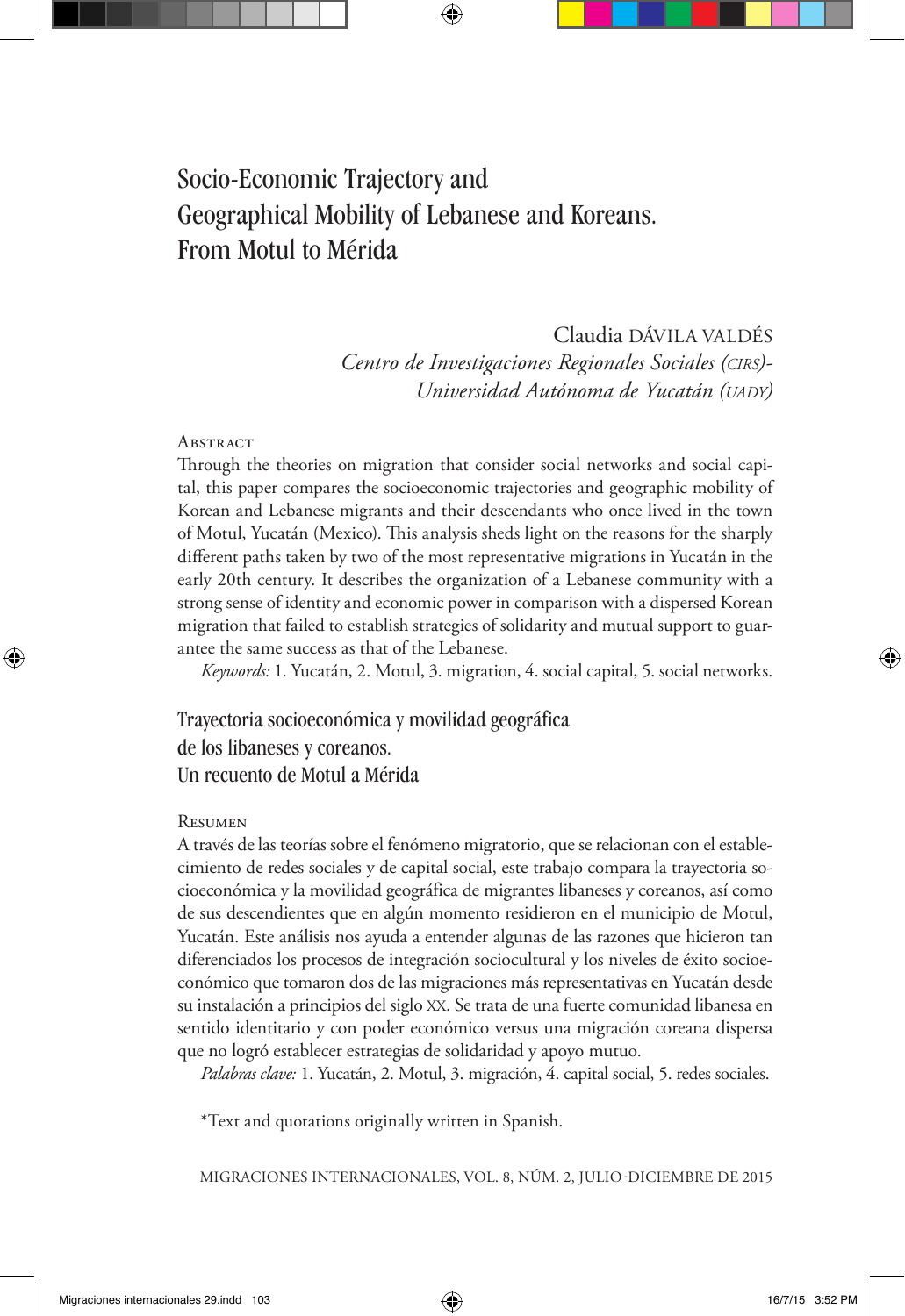# Socio-Economic Trajectory and Geographical Mobility of Lebanese and Koreans. From Motul to Mérida

Claudia DÁVILA VALDÉS
*Centro de Investigaciones Regionales Sociales (CIRS)-Universidad Autónoma de Yucatán (UADY)*

### Abstract

Through the theories on migration that consider social networks and social capital, this paper compares the socioeconomic trajectories and geographic mobility of Korean and Lebanese migrants and their descendants who once lived in the town of Motul, Yucatán (Mexico). This analysis sheds light on the reasons for the sharply different paths taken by two of the most representative migrations in Yucatán in the early 20th century. It describes the organization of a Lebanese community with a strong sense of identity and economic power in comparison with a dispersed Korean migration that failed to establish strategies of solidarity and mutual support to guarantee the same success as that of the Lebanese.

*Keywords:* 1. Yucatán, 2. Motul, 3. migration, 4. social capital, 5. social networks.

## Trayectoria socioeconómica y movilidad geográfica de los libaneses y coreanos. Un recuento de Motul a Mérida

### Resumen

A través de las teorías sobre el fenómeno migratorio, que se relacionan con el establecimiento de redes sociales y de capital social, este trabajo compara la trayectoria socioeconómica y la movilidad geográfica de migrantes libaneses y coreanos, así como de sus descendientes que en algún momento residieron en el municipio de Motul, Yucatán. Este análisis nos ayuda a entender algunas de las razones que hicieron tan diferenciados los procesos de integración sociocultural y los niveles de éxito socioeconómico que tomaron dos de las migraciones más representativas en Yucatán desde su instalación a principios del siglo XX. Se trata de una fuerte comunidad libanesa en sentido identitario y con poder económico versus una migración coreana dispersa que no logró establecer estrategias de solidaridad y apoyo mutuo.

*Palabras clave:* 1. Yucatán, 2. Motul, 3. migración, 4. capital social, 5. redes sociales.

*Text and quotations originally written in Spanish.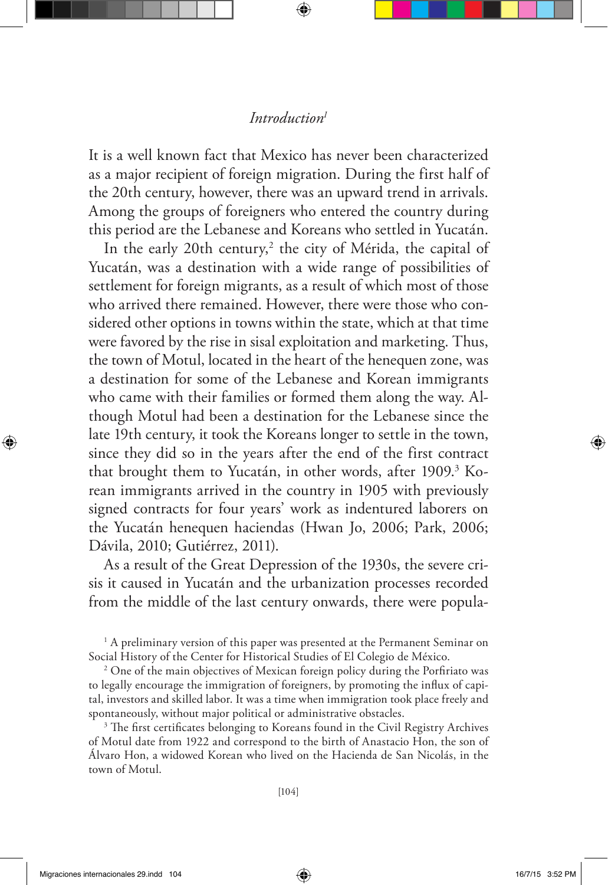## *Introduction*[1]

It is a well known fact that Mexico has never been characterized as a major recipient of foreign migration. During the first half of the 20th century, however, there was an upward trend in arrivals. Among the groups of foreigners who entered the country during this period are the Lebanese and Koreans who settled in Yucatán.

In the early 20th century,[2] the city of Mérida, the capital of Yucatán, was a destination with a wide range of possibilities of settlement for foreign migrants, as a result of which most of those who arrived there remained. However, there were those who considered other options in towns within the state, which at that time were favored by the rise in sisal exploitation and marketing. Thus, the town of Motul, located in the heart of the henequen zone, was a destination for some of the Lebanese and Korean immigrants who came with their families or formed them along the way. Although Motul had been a destination for the Lebanese since the late 19th century, it took the Koreans longer to settle in the town, since they did so in the years after the end of the first contract that brought them to Yucatán, in other words, after 1909.[3] Korean immigrants arrived in the country in 1905 with previously signed contracts for four years' work as indentured laborers on the Yucatán henequen haciendas (Hwan Jo, 2006; Park, 2006; Dávila, 2010; Gutiérrez, 2011).

As a result of the Great Depression of the 1930s, the severe crisis it caused in Yucatán and the urbanization processes recorded from the middle of the last century onwards, there were popula-

[1] A preliminary version of this paper was presented at the Permanent Seminar on Social History of the Center for Historical Studies of El Colegio de México.

[2] One of the main objectives of Mexican foreign policy during the Porfiriato was to legally encourage the immigration of foreigners, by promoting the influx of capital, investors and skilled labor. It was a time when immigration took place freely and spontaneously, without major political or administrative obstacles.

[3] The first certificates belonging to Koreans found in the Civil Registry Archives of Motul date from 1922 and correspond to the birth of Anastacio Hon, the son of Álvaro Hon, a widowed Korean who lived on the Hacienda de San Nicolás, in the town of Motul.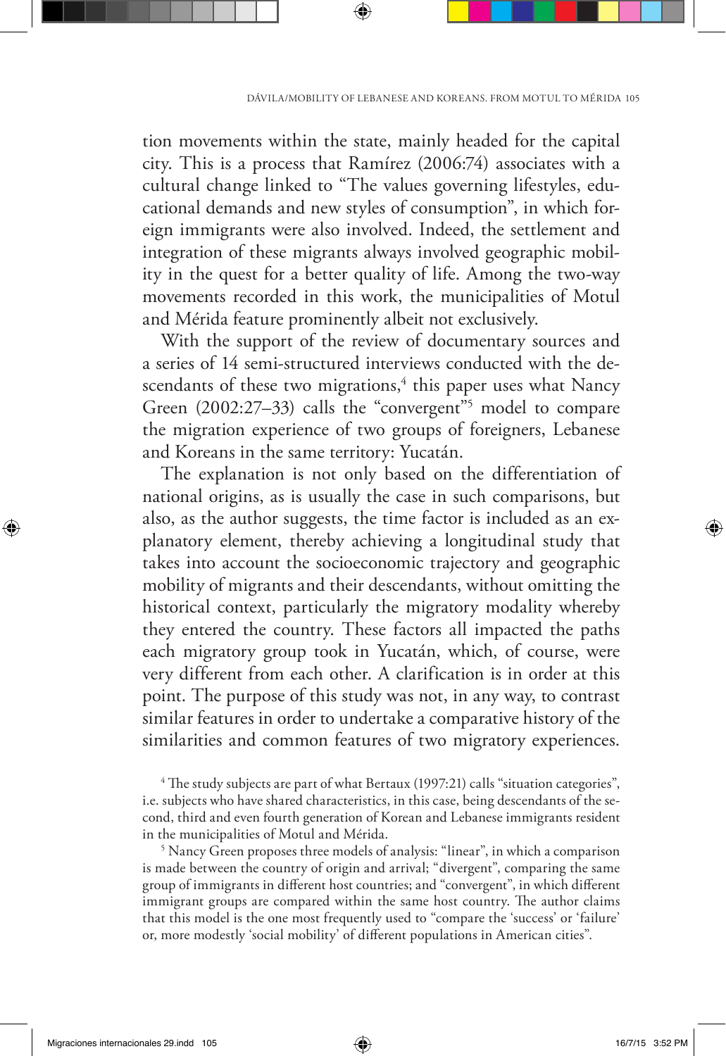tion movements within the state, mainly headed for the capital city. This is a process that Ramírez (2006:74) associates with a cultural change linked to "The values governing lifestyles, educational demands and new styles of consumption", in which foreign immigrants were also involved. Indeed, the settlement and integration of these migrants always involved geographic mobility in the quest for a better quality of life. Among the two-way movements recorded in this work, the municipalities of Motul and Mérida feature prominently albeit not exclusively.

With the support of the review of documentary sources and a series of 14 semi-structured interviews conducted with the descendants of these two migrations,[4] this paper uses what Nancy Green (2002:27–33) calls the "convergent"[5] model to compare the migration experience of two groups of foreigners, Lebanese and Koreans in the same territory: Yucatán.

The explanation is not only based on the differentiation of national origins, as is usually the case in such comparisons, but also, as the author suggests, the time factor is included as an explanatory element, thereby achieving a longitudinal study that takes into account the socioeconomic trajectory and geographic mobility of migrants and their descendants, without omitting the historical context, particularly the migratory modality whereby they entered the country. These factors all impacted the paths each migratory group took in Yucatán, which, of course, were very different from each other. A clarification is in order at this point. The purpose of this study was not, in any way, to contrast similar features in order to undertake a comparative history of the similarities and common features of two migratory experiences.

[4] The study subjects are part of what Bertaux (1997:21) calls "situation categories", i.e. subjects who have shared characteristics, in this case, being descendants of the second, third and even fourth generation of Korean and Lebanese immigrants resident in the municipalities of Motul and Mérida.

[5] Nancy Green proposes three models of analysis: "linear", in which a comparison is made between the country of origin and arrival; "divergent", comparing the same group of immigrants in different host countries; and "convergent", in which different immigrant groups are compared within the same host country. The author claims that this model is the one most frequently used to "compare the 'success' or 'failure' or, more modestly 'social mobility' of different populations in American cities".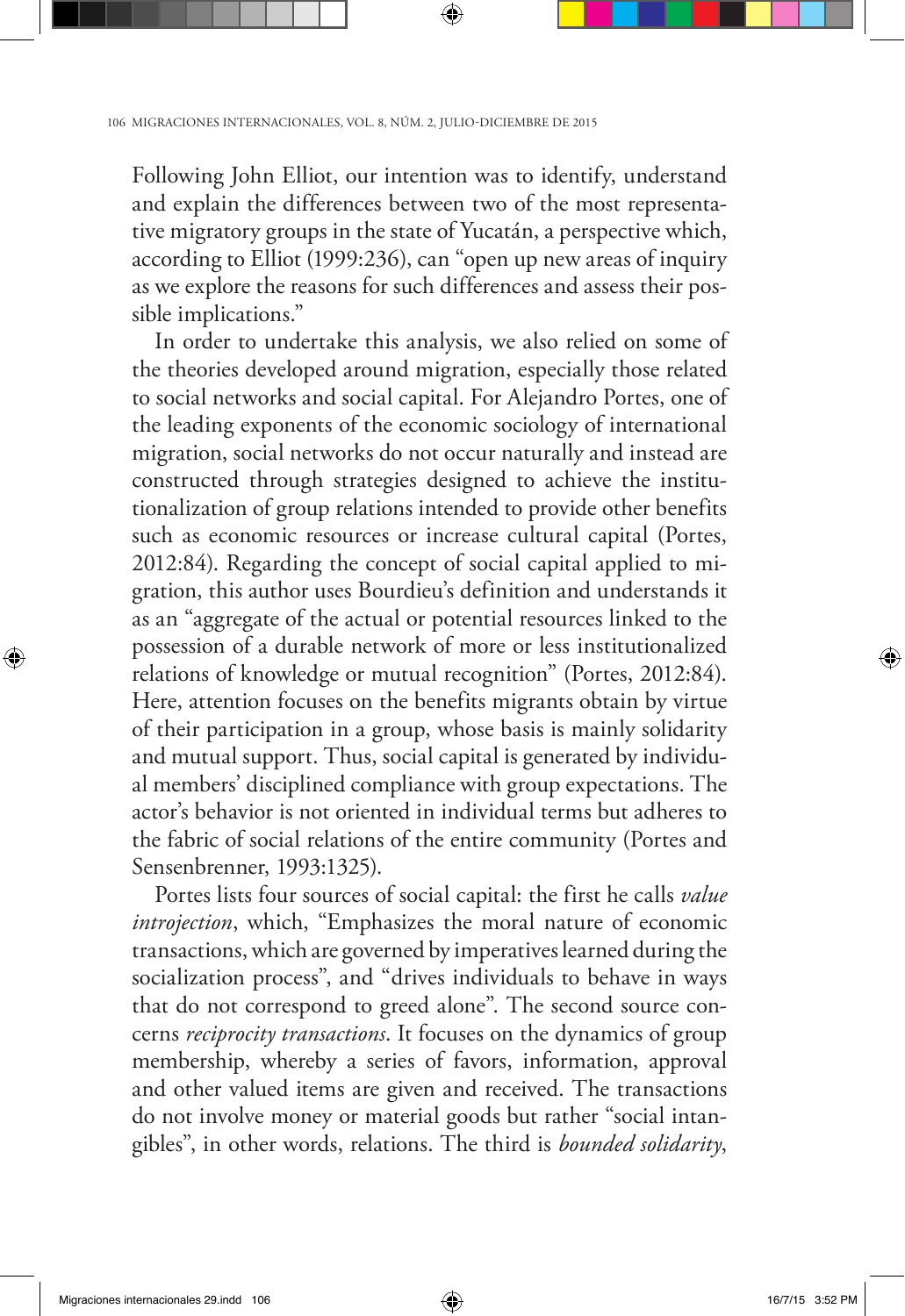Following John Elliot, our intention was to identify, understand and explain the differences between two of the most representative migratory groups in the state of Yucatán, a perspective which, according to Elliot (1999:236), can "open up new areas of inquiry as we explore the reasons for such differences and assess their possible implications."

In order to undertake this analysis, we also relied on some of the theories developed around migration, especially those related to social networks and social capital. For Alejandro Portes, one of the leading exponents of the economic sociology of international migration, social networks do not occur naturally and instead are constructed through strategies designed to achieve the institutionalization of group relations intended to provide other benefits such as economic resources or increase cultural capital (Portes, 2012:84). Regarding the concept of social capital applied to migration, this author uses Bourdieu's definition and understands it as an "aggregate of the actual or potential resources linked to the possession of a durable network of more or less institutionalized relations of knowledge or mutual recognition" (Portes, 2012:84). Here, attention focuses on the benefits migrants obtain by virtue of their participation in a group, whose basis is mainly solidarity and mutual support. Thus, social capital is generated by individual members' disciplined compliance with group expectations. The actor's behavior is not oriented in individual terms but adheres to the fabric of social relations of the entire community (Portes and Sensenbrenner, 1993:1325).

Portes lists four sources of social capital: the first he calls *value introjection*, which, "Emphasizes the moral nature of economic transactions, which are governed by imperatives learned during the socialization process", and "drives individuals to behave in ways that do not correspond to greed alone". The second source concerns *reciprocity transactions*. It focuses on the dynamics of group membership, whereby a series of favors, information, approval and other valued items are given and received. The transactions do not involve money or material goods but rather "social intangibles", in other words, relations. The third is *bounded solidarity*,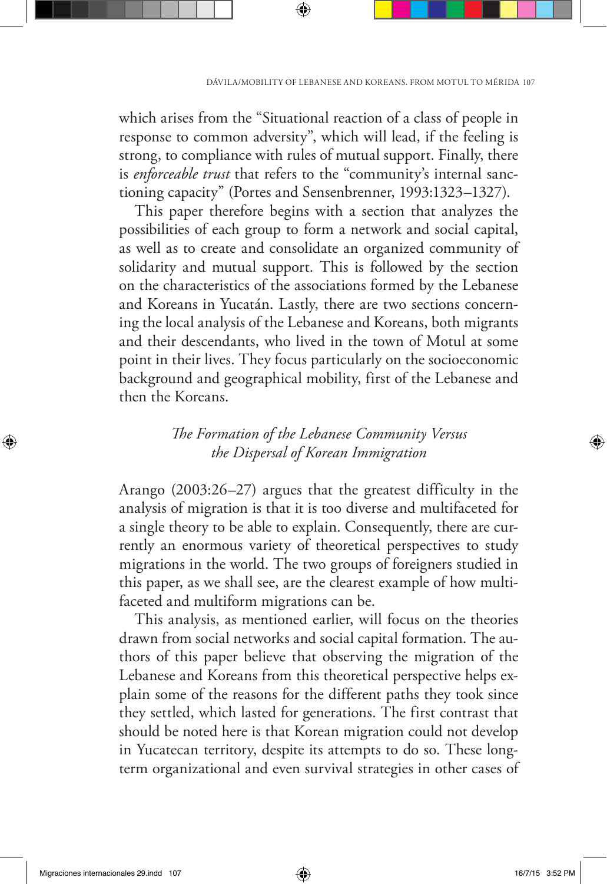which arises from the "Situational reaction of a class of people in response to common adversity", which will lead, if the feeling is strong, to compliance with rules of mutual support. Finally, there is *enforceable trust* that refers to the "community's internal sanctioning capacity" (Portes and Sensenbrenner, 1993:1323–1327).

This paper therefore begins with a section that analyzes the possibilities of each group to form a network and social capital, as well as to create and consolidate an organized community of solidarity and mutual support. This is followed by the section on the characteristics of the associations formed by the Lebanese and Koreans in Yucatán. Lastly, there are two sections concerning the local analysis of the Lebanese and Koreans, both migrants and their descendants, who lived in the town of Motul at some point in their lives. They focus particularly on the socioeconomic background and geographical mobility, first of the Lebanese and then the Koreans.

## *The Formation of the Lebanese Community Versus the Dispersal of Korean Immigration*

Arango (2003:26–27) argues that the greatest difficulty in the analysis of migration is that it is too diverse and multifaceted for a single theory to be able to explain. Consequently, there are currently an enormous variety of theoretical perspectives to study migrations in the world. The two groups of foreigners studied in this paper, as we shall see, are the clearest example of how multifaceted and multiform migrations can be.

This analysis, as mentioned earlier, will focus on the theories drawn from social networks and social capital formation. The authors of this paper believe that observing the migration of the Lebanese and Koreans from this theoretical perspective helps explain some of the reasons for the different paths they took since they settled, which lasted for generations. The first contrast that should be noted here is that Korean migration could not develop in Yucatecan territory, despite its attempts to do so. These long-term organizational and even survival strategies in other cases of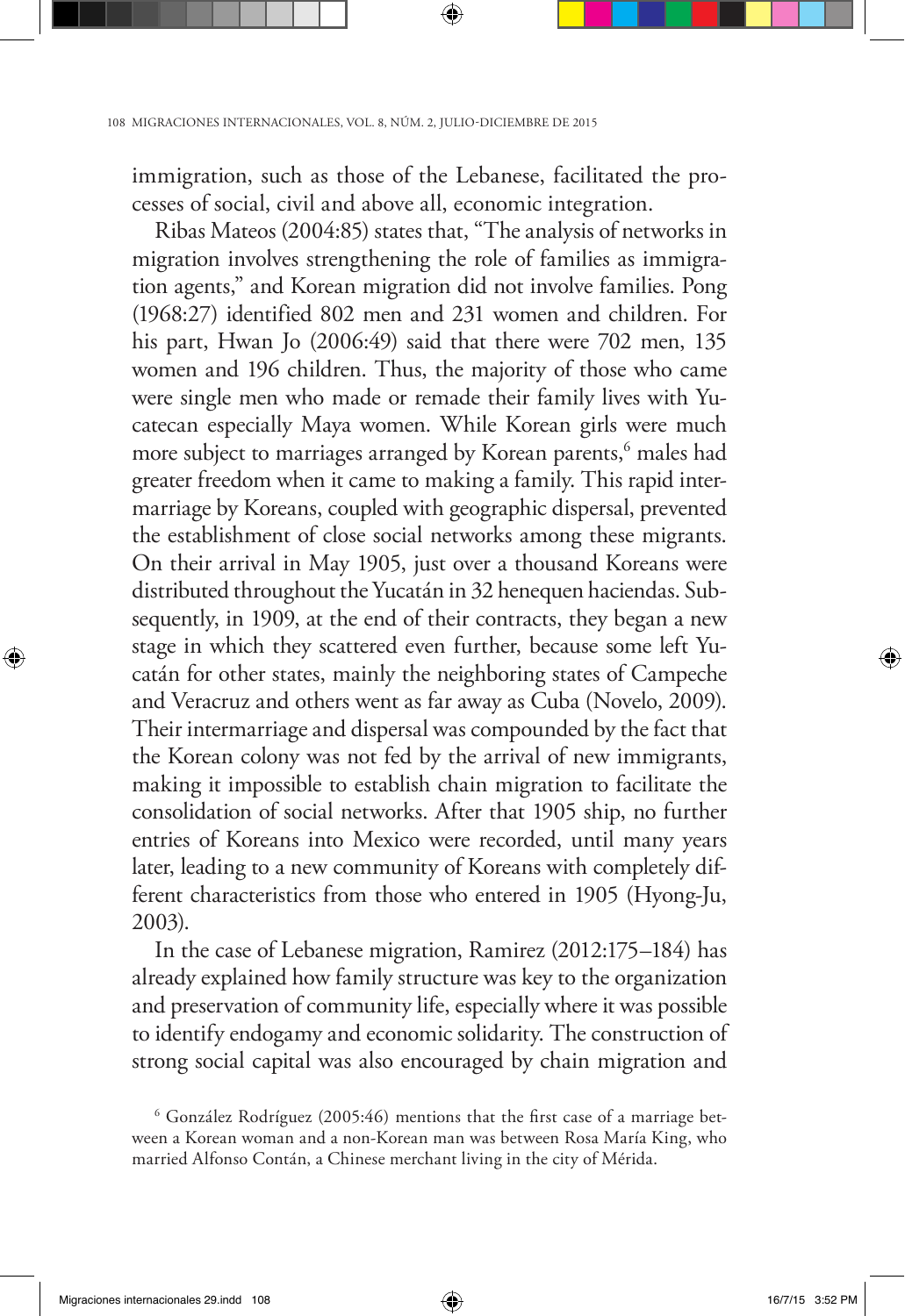immigration, such as those of the Lebanese, facilitated the processes of social, civil and above all, economic integration.

Ribas Mateos (2004:85) states that, "The analysis of networks in migration involves strengthening the role of families as immigration agents," and Korean migration did not involve families. Pong (1968:27) identified 802 men and 231 women and children. For his part, Hwan Jo (2006:49) said that there were 702 men, 135 women and 196 children. Thus, the majority of those who came were single men who made or remade their family lives with Yucatecan especially Maya women. While Korean girls were much more subject to marriages arranged by Korean parents,[6] males had greater freedom when it came to making a family. This rapid intermarriage by Koreans, coupled with geographic dispersal, prevented the establishment of close social networks among these migrants. On their arrival in May 1905, just over a thousand Koreans were distributed throughout the Yucatán in 32 henequen haciendas. Subsequently, in 1909, at the end of their contracts, they began a new stage in which they scattered even further, because some left Yucatán for other states, mainly the neighboring states of Campeche and Veracruz and others went as far away as Cuba (Novelo, 2009). Their intermarriage and dispersal was compounded by the fact that the Korean colony was not fed by the arrival of new immigrants, making it impossible to establish chain migration to facilitate the consolidation of social networks. After that 1905 ship, no further entries of Koreans into Mexico were recorded, until many years later, leading to a new community of Koreans with completely different characteristics from those who entered in 1905 (Hyong-Ju, 2003).

In the case of Lebanese migration, Ramirez (2012:175–184) has already explained how family structure was key to the organization and preservation of community life, especially where it was possible to identify endogamy and economic solidarity. The construction of strong social capital was also encouraged by chain migration and

[6] González Rodríguez (2005:46) mentions that the first case of a marriage between a Korean woman and a non-Korean man was between Rosa María King, who married Alfonso Contán, a Chinese merchant living in the city of Mérida.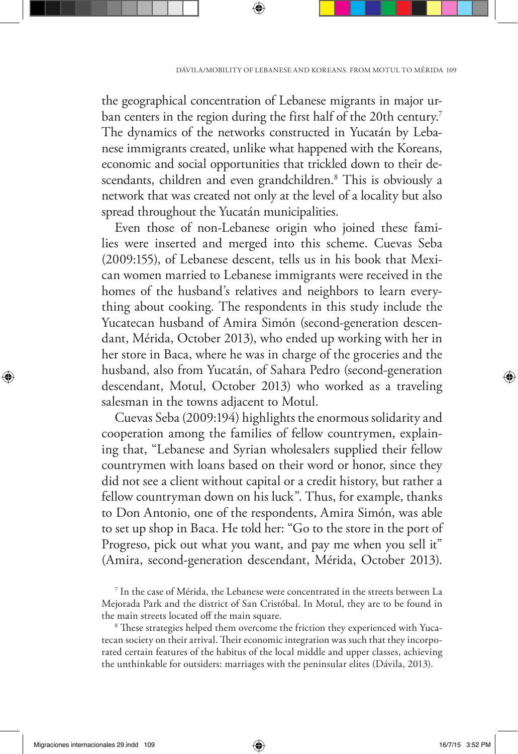the geographical concentration of Lebanese migrants in major urban centers in the region during the first half of the 20th century.[7] The dynamics of the networks constructed in Yucatán by Lebanese immigrants created, unlike what happened with the Koreans, economic and social opportunities that trickled down to their descendants, children and even grandchildren.[8] This is obviously a network that was created not only at the level of a locality but also spread throughout the Yucatán municipalities.

Even those of non-Lebanese origin who joined these families were inserted and merged into this scheme. Cuevas Seba (2009:155), of Lebanese descent, tells us in his book that Mexican women married to Lebanese immigrants were received in the homes of the husband's relatives and neighbors to learn everything about cooking. The respondents in this study include the Yucatecan husband of Amira Simón (second-generation descendant, Mérida, October 2013), who ended up working with her in her store in Baca, where he was in charge of the groceries and the husband, also from Yucatán, of Sahara Pedro (second-generation descendant, Motul, October 2013) who worked as a traveling salesman in the towns adjacent to Motul.

Cuevas Seba (2009:194) highlights the enormous solidarity and cooperation among the families of fellow countrymen, explaining that, "Lebanese and Syrian wholesalers supplied their fellow countrymen with loans based on their word or honor, since they did not see a client without capital or a credit history, but rather a fellow countryman down on his luck". Thus, for example, thanks to Don Antonio, one of the respondents, Amira Simón, was able to set up shop in Baca. He told her: "Go to the store in the port of Progreso, pick out what you want, and pay me when you sell it" (Amira, second-generation descendant, Mérida, October 2013).

[7] In the case of Mérida, the Lebanese were concentrated in the streets between La Mejorada Park and the district of San Cristóbal. In Motul, they are to be found in the main streets located off the main square.

[8] These strategies helped them overcome the friction they experienced with Yucatecan society on their arrival. Their economic integration was such that they incorporated certain features of the habitus of the local middle and upper classes, achieving the unthinkable for outsiders: marriages with the peninsular elites (Dávila, 2013).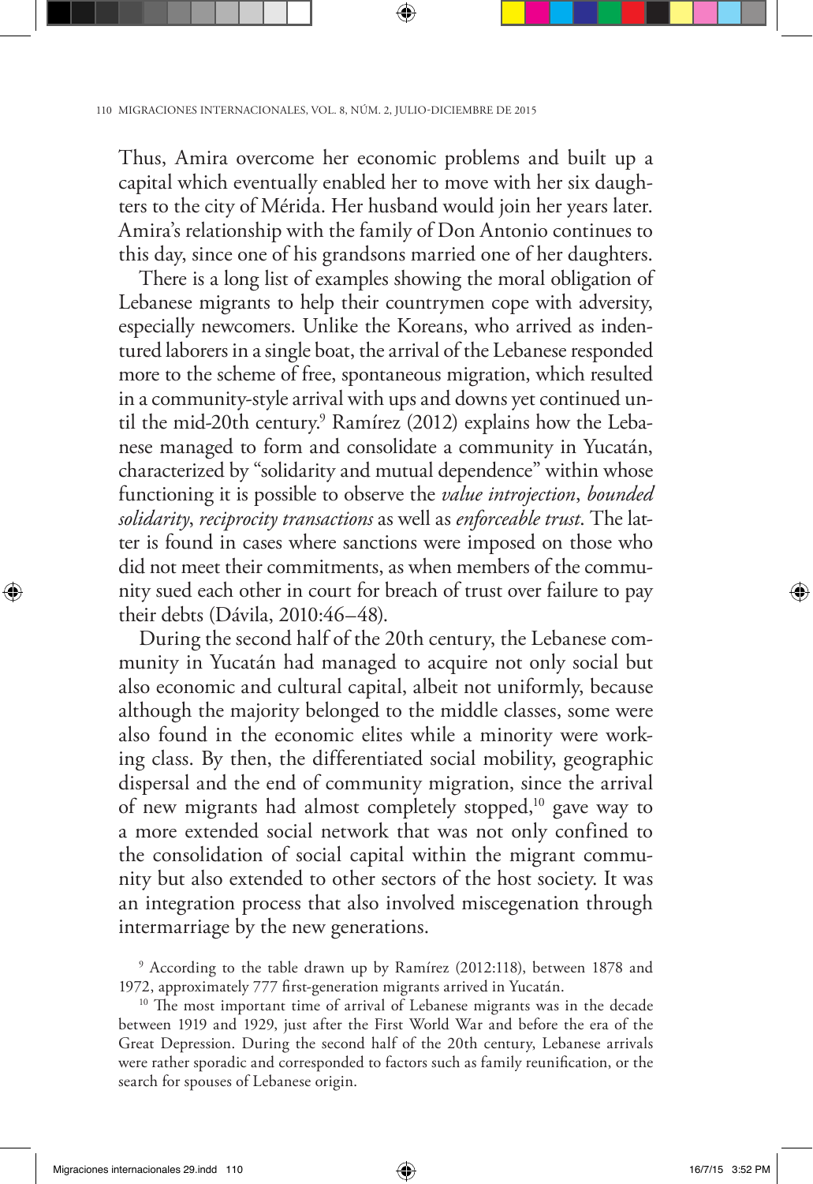Thus, Amira overcome her economic problems and built up a capital which eventually enabled her to move with her six daughters to the city of Mérida. Her husband would join her years later. Amira's relationship with the family of Don Antonio continues to this day, since one of his grandsons married one of her daughters.

There is a long list of examples showing the moral obligation of Lebanese migrants to help their countrymen cope with adversity, especially newcomers. Unlike the Koreans, who arrived as indentured laborers in a single boat, the arrival of the Lebanese responded more to the scheme of free, spontaneous migration, which resulted in a community-style arrival with ups and downs yet continued until the mid-20th century.[9] Ramírez (2012) explains how the Lebanese managed to form and consolidate a community in Yucatán, characterized by "solidarity and mutual dependence" within whose functioning it is possible to observe the *value introjection*, *bounded solidarity*, *reciprocity transactions* as well as *enforceable trust*. The latter is found in cases where sanctions were imposed on those who did not meet their commitments, as when members of the community sued each other in court for breach of trust over failure to pay their debts (Dávila, 2010:46–48).

During the second half of the 20th century, the Lebanese community in Yucatán had managed to acquire not only social but also economic and cultural capital, albeit not uniformly, because although the majority belonged to the middle classes, some were also found in the economic elites while a minority were working class. By then, the differentiated social mobility, geographic dispersal and the end of community migration, since the arrival of new migrants had almost completely stopped,[10] gave way to a more extended social network that was not only confined to the consolidation of social capital within the migrant community but also extended to other sectors of the host society. It was an integration process that also involved miscegenation through intermarriage by the new generations.

[9] According to the table drawn up by Ramírez (2012:118), between 1878 and 1972, approximately 777 first-generation migrants arrived in Yucatán.

[10] The most important time of arrival of Lebanese migrants was in the decade between 1919 and 1929, just after the First World War and before the era of the Great Depression. During the second half of the 20th century, Lebanese arrivals were rather sporadic and corresponded to factors such as family reunification, or the search for spouses of Lebanese origin.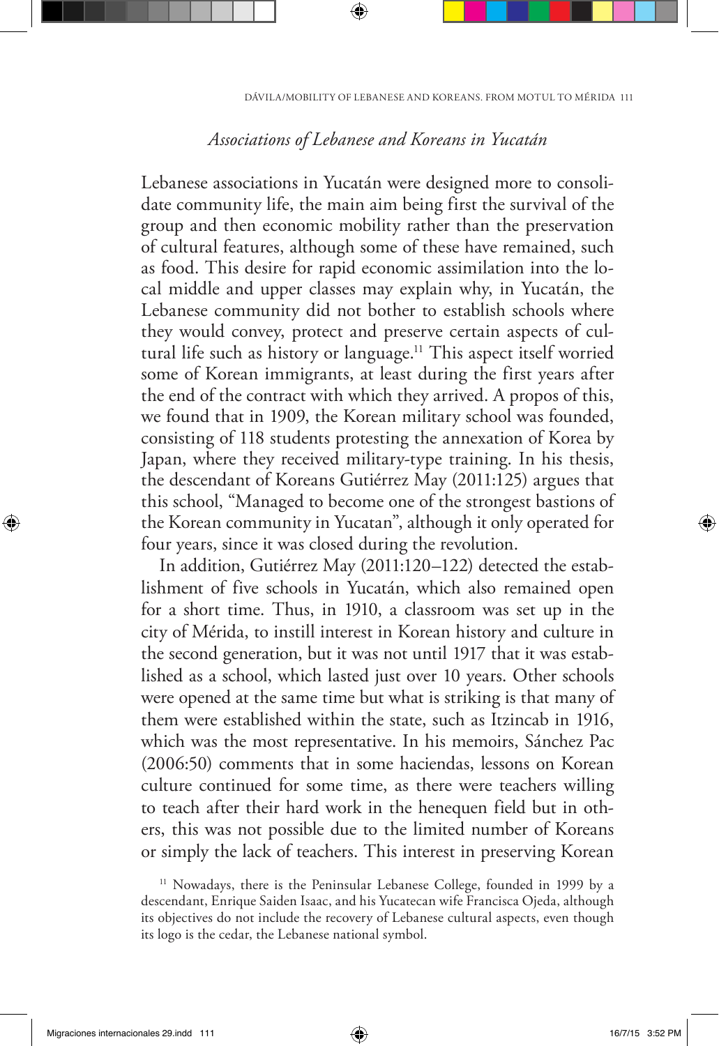### *Associations of Lebanese and Koreans in Yucatán*

Lebanese associations in Yucatán were designed more to consolidate community life, the main aim being first the survival of the group and then economic mobility rather than the preservation of cultural features, although some of these have remained, such as food. This desire for rapid economic assimilation into the local middle and upper classes may explain why, in Yucatán, the Lebanese community did not bother to establish schools where they would convey, protect and preserve certain aspects of cultural life such as history or language.[11] This aspect itself worried some of Korean immigrants, at least during the first years after the end of the contract with which they arrived. A propos of this, we found that in 1909, the Korean military school was founded, consisting of 118 students protesting the annexation of Korea by Japan, where they received military-type training. In his thesis, the descendant of Koreans Gutiérrez May (2011:125) argues that this school, "Managed to become one of the strongest bastions of the Korean community in Yucatan", although it only operated for four years, since it was closed during the revolution.

In addition, Gutiérrez May (2011:120–122) detected the establishment of five schools in Yucatán, which also remained open for a short time. Thus, in 1910, a classroom was set up in the city of Mérida, to instill interest in Korean history and culture in the second generation, but it was not until 1917 that it was established as a school, which lasted just over 10 years. Other schools were opened at the same time but what is striking is that many of them were established within the state, such as Itzincab in 1916, which was the most representative. In his memoirs, Sánchez Pac (2006:50) comments that in some haciendas, lessons on Korean culture continued for some time, as there were teachers willing to teach after their hard work in the henequen field but in others, this was not possible due to the limited number of Koreans or simply the lack of teachers. This interest in preserving Korean

[11] Nowadays, there is the Peninsular Lebanese College, founded in 1999 by a descendant, Enrique Saiden Isaac, and his Yucatecan wife Francisca Ojeda, although its objectives do not include the recovery of Lebanese cultural aspects, even though its logo is the cedar, the Lebanese national symbol.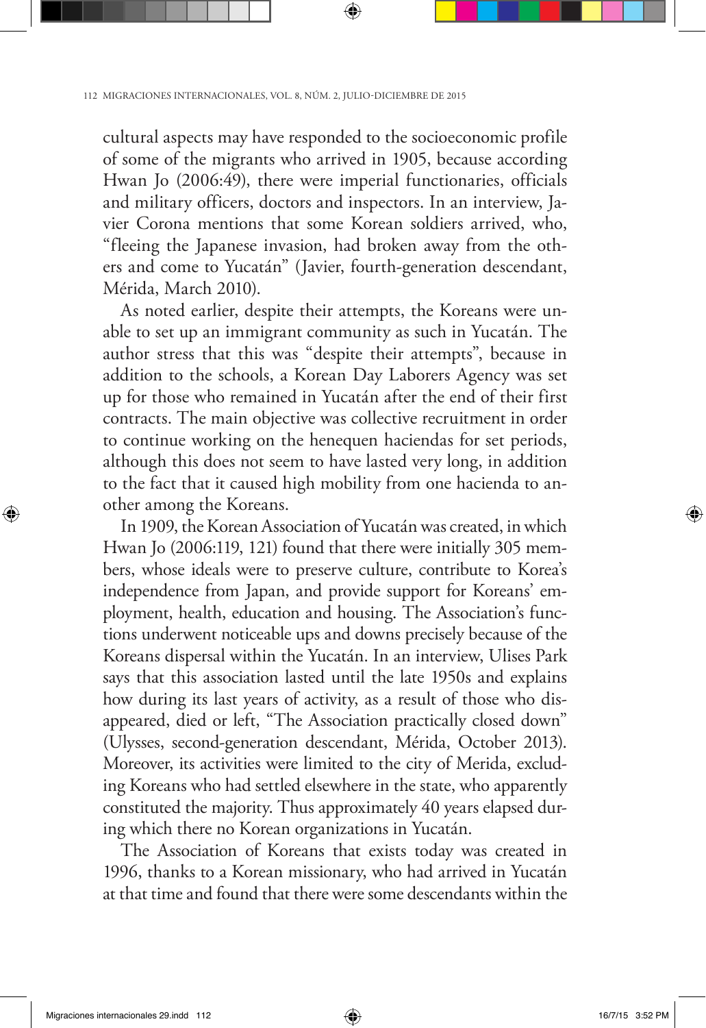cultural aspects may have responded to the socioeconomic profile of some of the migrants who arrived in 1905, because according Hwan Jo (2006:49), there were imperial functionaries, officials and military officers, doctors and inspectors. In an interview, Javier Corona mentions that some Korean soldiers arrived, who, "fleeing the Japanese invasion, had broken away from the others and come to Yucatán" (Javier, fourth-generation descendant, Mérida, March 2010).

As noted earlier, despite their attempts, the Koreans were unable to set up an immigrant community as such in Yucatán. The author stress that this was "despite their attempts", because in addition to the schools, a Korean Day Laborers Agency was set up for those who remained in Yucatán after the end of their first contracts. The main objective was collective recruitment in order to continue working on the henequen haciendas for set periods, although this does not seem to have lasted very long, in addition to the fact that it caused high mobility from one hacienda to another among the Koreans.

In 1909, the Korean Association of Yucatán was created, in which Hwan Jo (2006:119, 121) found that there were initially 305 members, whose ideals were to preserve culture, contribute to Korea's independence from Japan, and provide support for Koreans' employment, health, education and housing. The Association's functions underwent noticeable ups and downs precisely because of the Koreans dispersal within the Yucatán. In an interview, Ulises Park says that this association lasted until the late 1950s and explains how during its last years of activity, as a result of those who disappeared, died or left, "The Association practically closed down" (Ulysses, second-generation descendant, Mérida, October 2013). Moreover, its activities were limited to the city of Merida, excluding Koreans who had settled elsewhere in the state, who apparently constituted the majority. Thus approximately 40 years elapsed during which there no Korean organizations in Yucatán.

The Association of Koreans that exists today was created in 1996, thanks to a Korean missionary, who had arrived in Yucatán at that time and found that there were some descendants within the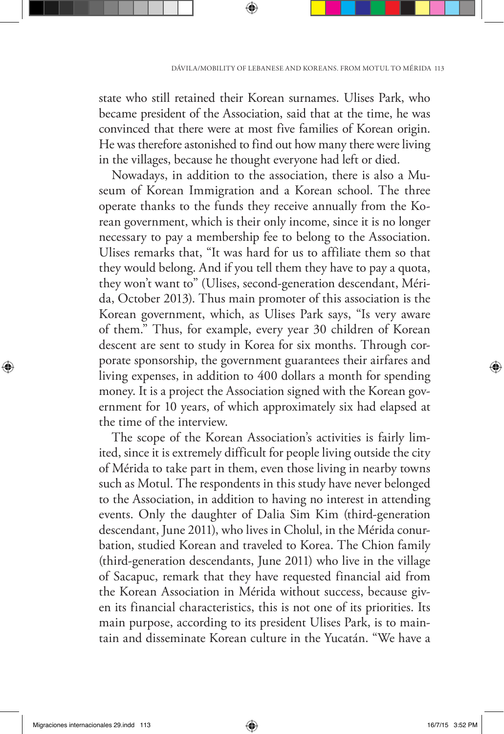state who still retained their Korean surnames. Ulises Park, who became president of the Association, said that at the time, he was convinced that there were at most five families of Korean origin. He was therefore astonished to find out how many there were living in the villages, because he thought everyone had left or died.

Nowadays, in addition to the association, there is also a Museum of Korean Immigration and a Korean school. The three operate thanks to the funds they receive annually from the Korean government, which is their only income, since it is no longer necessary to pay a membership fee to belong to the Association. Ulises remarks that, "It was hard for us to affiliate them so that they would belong. And if you tell them they have to pay a quota, they won't want to" (Ulises, second-generation descendant, Mérida, October 2013). Thus main promoter of this association is the Korean government, which, as Ulises Park says, "Is very aware of them." Thus, for example, every year 30 children of Korean descent are sent to study in Korea for six months. Through corporate sponsorship, the government guarantees their airfares and living expenses, in addition to 400 dollars a month for spending money. It is a project the Association signed with the Korean government for 10 years, of which approximately six had elapsed at the time of the interview.

The scope of the Korean Association's activities is fairly limited, since it is extremely difficult for people living outside the city of Mérida to take part in them, even those living in nearby towns such as Motul. The respondents in this study have never belonged to the Association, in addition to having no interest in attending events. Only the daughter of Dalia Sim Kim (third-generation descendant, June 2011), who lives in Cholul, in the Mérida conurbation, studied Korean and traveled to Korea. The Chion family (third-generation descendants, June 2011) who live in the village of Sacapuc, remark that they have requested financial aid from the Korean Association in Mérida without success, because given its financial characteristics, this is not one of its priorities. Its main purpose, according to its president Ulises Park, is to maintain and disseminate Korean culture in the Yucatán. "We have a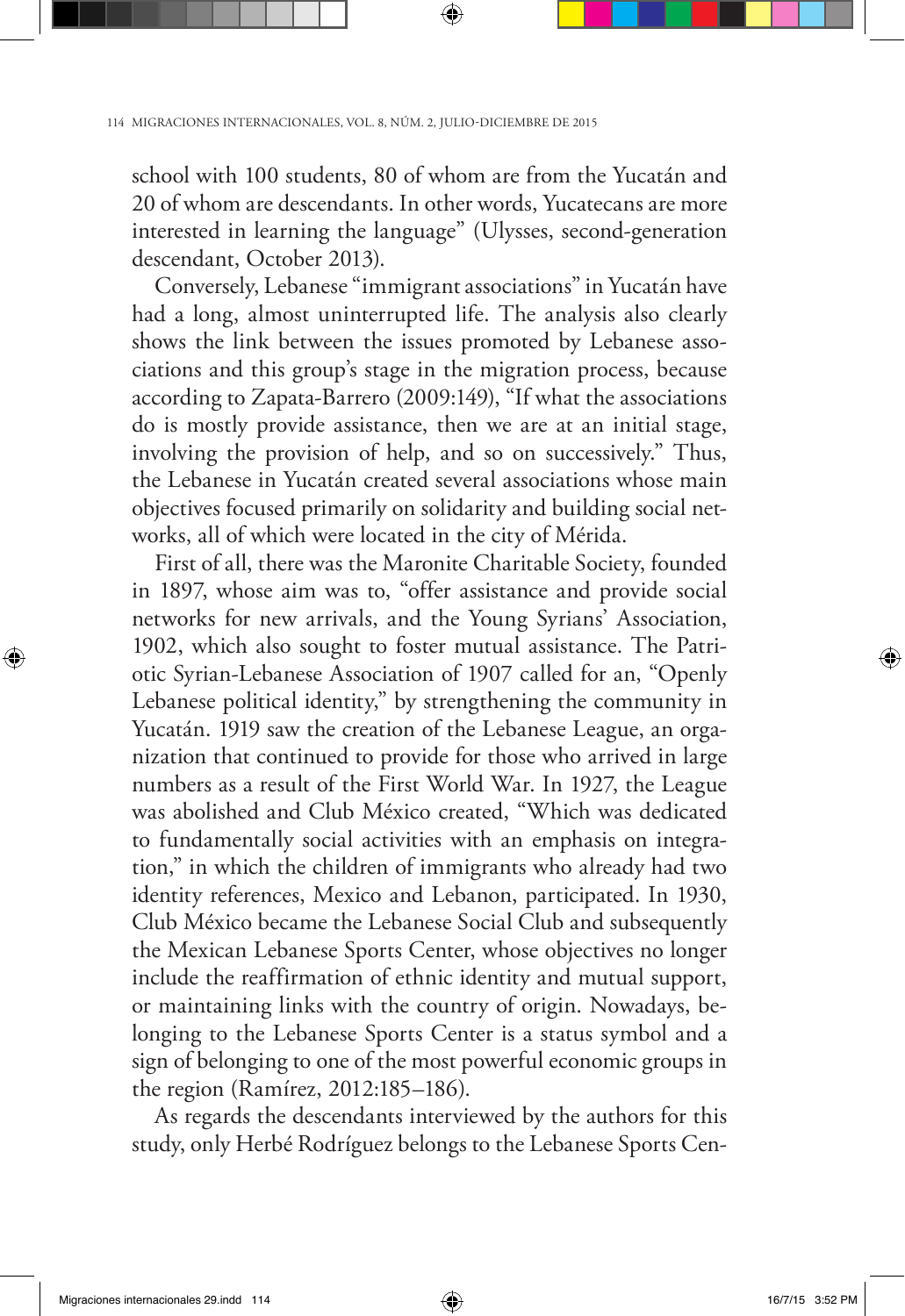school with 100 students, 80 of whom are from the Yucatán and 20 of whom are descendants. In other words, Yucatecans are more interested in learning the language" (Ulysses, second-generation descendant, October 2013).

Conversely, Lebanese "immigrant associations" in Yucatán have had a long, almost uninterrupted life. The analysis also clearly shows the link between the issues promoted by Lebanese associations and this group's stage in the migration process, because according to Zapata-Barrero (2009:149), "If what the associations do is mostly provide assistance, then we are at an initial stage, involving the provision of help, and so on successively." Thus, the Lebanese in Yucatán created several associations whose main objectives focused primarily on solidarity and building social networks, all of which were located in the city of Mérida.

First of all, there was the Maronite Charitable Society, founded in 1897, whose aim was to, "offer assistance and provide social networks for new arrivals, and the Young Syrians' Association, 1902, which also sought to foster mutual assistance. The Patriotic Syrian-Lebanese Association of 1907 called for an, "Openly Lebanese political identity," by strengthening the community in Yucatán. 1919 saw the creation of the Lebanese League, an organization that continued to provide for those who arrived in large numbers as a result of the First World War. In 1927, the League was abolished and Club México created, "Which was dedicated to fundamentally social activities with an emphasis on integration," in which the children of immigrants who already had two identity references, Mexico and Lebanon, participated. In 1930, Club México became the Lebanese Social Club and subsequently the Mexican Lebanese Sports Center, whose objectives no longer include the reaffirmation of ethnic identity and mutual support, or maintaining links with the country of origin. Nowadays, belonging to the Lebanese Sports Center is a status symbol and a sign of belonging to one of the most powerful economic groups in the region (Ramírez, 2012:185–186).

As regards the descendants interviewed by the authors for this study, only Herbé Rodríguez belongs to the Lebanese Sports Cen-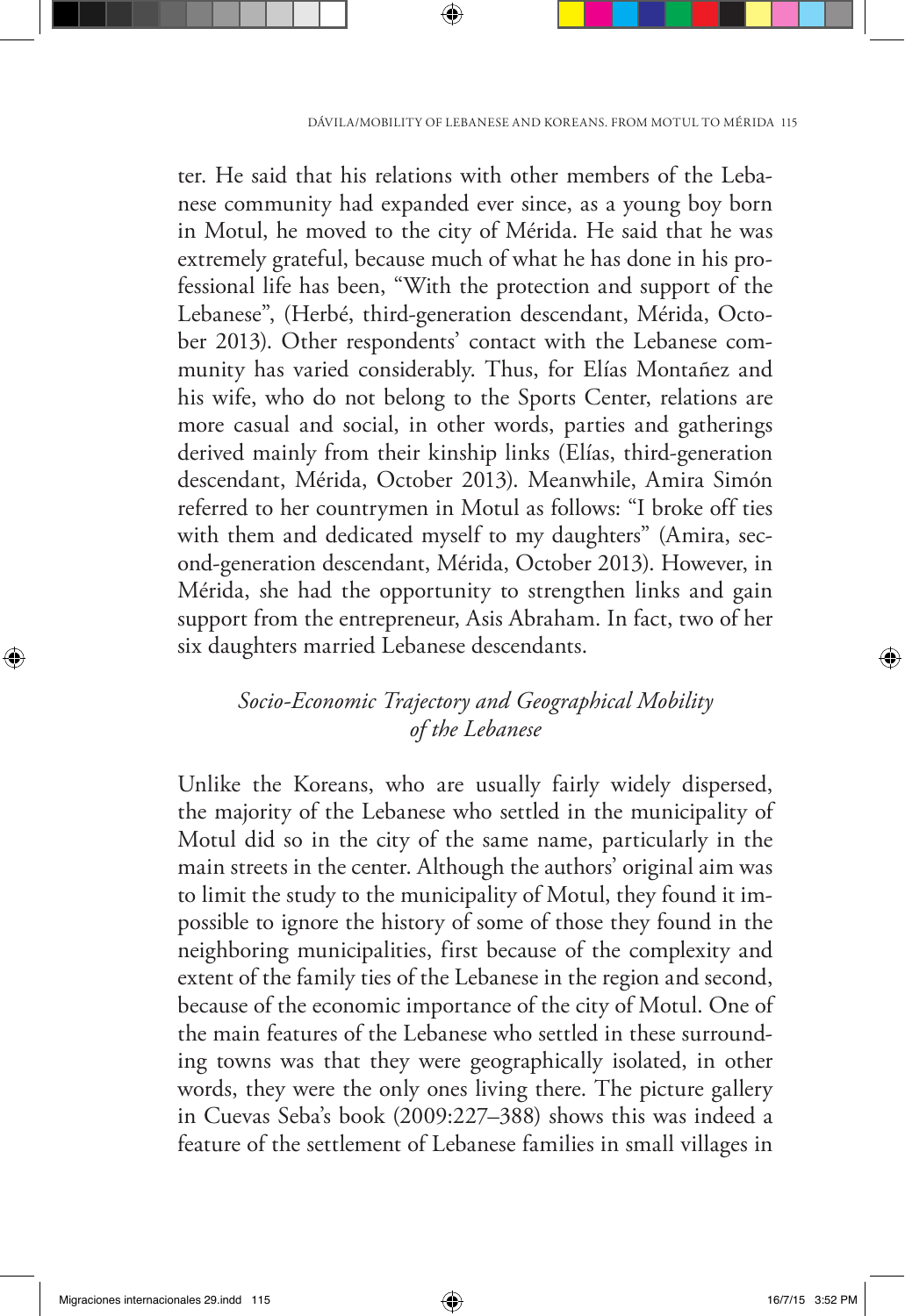ter. He said that his relations with other members of the Lebanese community had expanded ever since, as a young boy born in Motul, he moved to the city of Mérida. He said that he was extremely grateful, because much of what he has done in his professional life has been, "With the protection and support of the Lebanese", (Herbé, third-generation descendant, Mérida, October 2013). Other respondents' contact with the Lebanese community has varied considerably. Thus, for Elías Montañez and his wife, who do not belong to the Sports Center, relations are more casual and social, in other words, parties and gatherings derived mainly from their kinship links (Elías, third-generation descendant, Mérida, October 2013). Meanwhile, Amira Simón referred to her countrymen in Motul as follows: "I broke off ties with them and dedicated myself to my daughters" (Amira, second-generation descendant, Mérida, October 2013). However, in Mérida, she had the opportunity to strengthen links and gain support from the entrepreneur, Asis Abraham. In fact, two of her six daughters married Lebanese descendants.

### *Socio-Economic Trajectory and Geographical Mobility of the Lebanese*

Unlike the Koreans, who are usually fairly widely dispersed, the majority of the Lebanese who settled in the municipality of Motul did so in the city of the same name, particularly in the main streets in the center. Although the authors' original aim was to limit the study to the municipality of Motul, they found it impossible to ignore the history of some of those they found in the neighboring municipalities, first because of the complexity and extent of the family ties of the Lebanese in the region and second, because of the economic importance of the city of Motul. One of the main features of the Lebanese who settled in these surrounding towns was that they were geographically isolated, in other words, they were the only ones living there. The picture gallery in Cuevas Seba's book (2009:227–388) shows this was indeed a feature of the settlement of Lebanese families in small villages in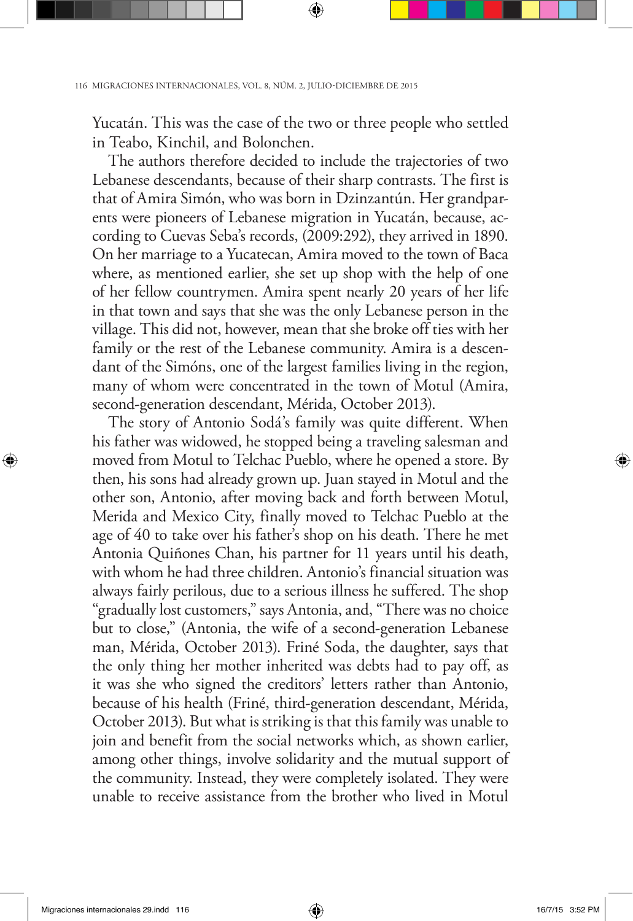Yucatán. This was the case of the two or three people who settled in Teabo, Kinchil, and Bolonchen.

The authors therefore decided to include the trajectories of two Lebanese descendants, because of their sharp contrasts. The first is that of Amira Simón, who was born in Dzinzantún. Her grandparents were pioneers of Lebanese migration in Yucatán, because, according to Cuevas Seba's records, (2009:292), they arrived in 1890. On her marriage to a Yucatecan, Amira moved to the town of Baca where, as mentioned earlier, she set up shop with the help of one of her fellow countrymen. Amira spent nearly 20 years of her life in that town and says that she was the only Lebanese person in the village. This did not, however, mean that she broke off ties with her family or the rest of the Lebanese community. Amira is a descendant of the Simóns, one of the largest families living in the region, many of whom were concentrated in the town of Motul (Amira, second-generation descendant, Mérida, October 2013).

The story of Antonio Sodá's family was quite different. When his father was widowed, he stopped being a traveling salesman and moved from Motul to Telchac Pueblo, where he opened a store. By then, his sons had already grown up. Juan stayed in Motul and the other son, Antonio, after moving back and forth between Motul, Merida and Mexico City, finally moved to Telchac Pueblo at the age of 40 to take over his father's shop on his death. There he met Antonia Quiñones Chan, his partner for 11 years until his death, with whom he had three children. Antonio's financial situation was always fairly perilous, due to a serious illness he suffered. The shop "gradually lost customers," says Antonia, and, "There was no choice but to close," (Antonia, the wife of a second-generation Lebanese man, Mérida, October 2013). Friné Soda, the daughter, says that the only thing her mother inherited was debts had to pay off, as it was she who signed the creditors' letters rather than Antonio, because of his health (Friné, third-generation descendant, Mérida, October 2013). But what is striking is that this family was unable to join and benefit from the social networks which, as shown earlier, among other things, involve solidarity and the mutual support of the community. Instead, they were completely isolated. They were unable to receive assistance from the brother who lived in Motul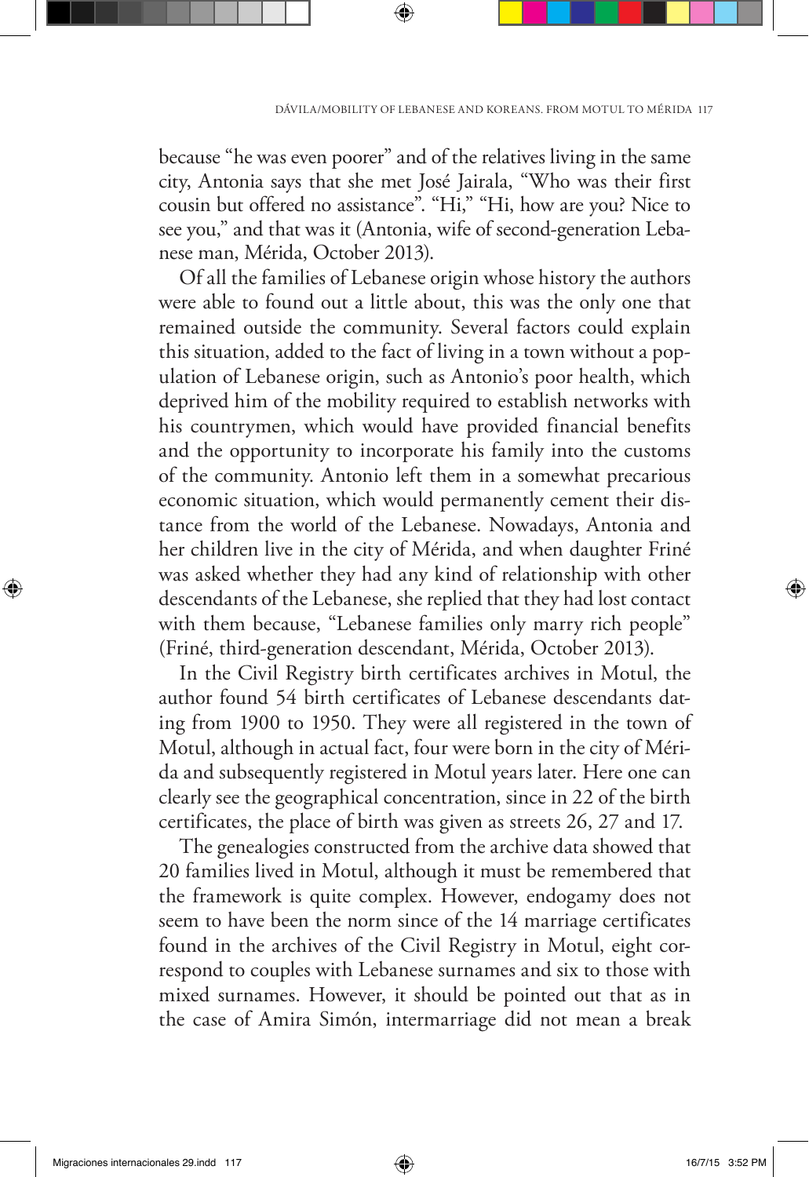because "he was even poorer" and of the relatives living in the same city, Antonia says that she met José Jairala, "Who was their first cousin but offered no assistance". "Hi," "Hi, how are you? Nice to see you," and that was it (Antonia, wife of second-generation Lebanese man, Mérida, October 2013).

Of all the families of Lebanese origin whose history the authors were able to found out a little about, this was the only one that remained outside the community. Several factors could explain this situation, added to the fact of living in a town without a population of Lebanese origin, such as Antonio's poor health, which deprived him of the mobility required to establish networks with his countrymen, which would have provided financial benefits and the opportunity to incorporate his family into the customs of the community. Antonio left them in a somewhat precarious economic situation, which would permanently cement their distance from the world of the Lebanese. Nowadays, Antonia and her children live in the city of Mérida, and when daughter Friné was asked whether they had any kind of relationship with other descendants of the Lebanese, she replied that they had lost contact with them because, "Lebanese families only marry rich people" (Friné, third-generation descendant, Mérida, October 2013).

In the Civil Registry birth certificates archives in Motul, the author found 54 birth certificates of Lebanese descendants dating from 1900 to 1950. They were all registered in the town of Motul, although in actual fact, four were born in the city of Mérida and subsequently registered in Motul years later. Here one can clearly see the geographical concentration, since in 22 of the birth certificates, the place of birth was given as streets 26, 27 and 17.

The genealogies constructed from the archive data showed that 20 families lived in Motul, although it must be remembered that the framework is quite complex. However, endogamy does not seem to have been the norm since of the 14 marriage certificates found in the archives of the Civil Registry in Motul, eight correspond to couples with Lebanese surnames and six to those with mixed surnames. However, it should be pointed out that as in the case of Amira Simón, intermarriage did not mean a break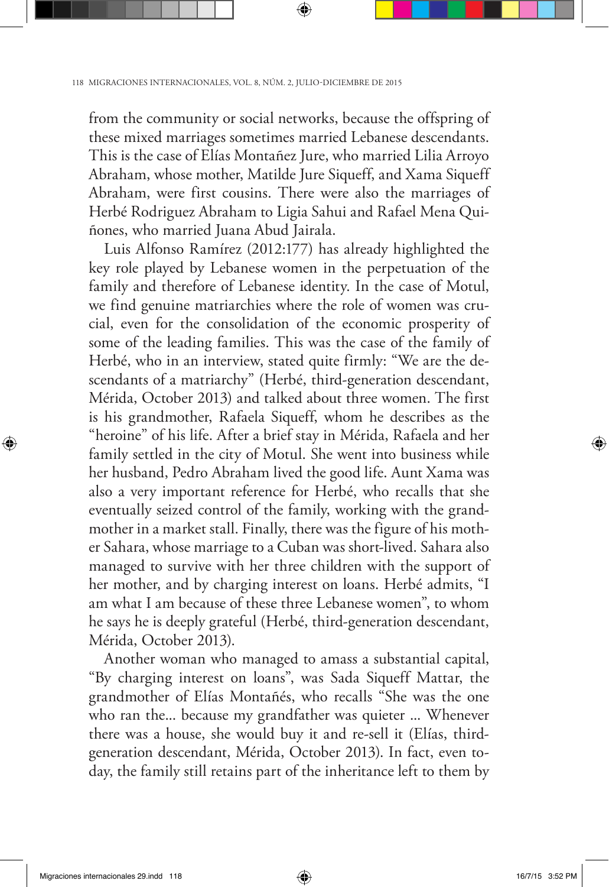from the community or social networks, because the offspring of these mixed marriages sometimes married Lebanese descendants. This is the case of Elías Montañez Jure, who married Lilia Arroyo Abraham, whose mother, Matilde Jure Siqueff, and Xama Siqueff Abraham, were first cousins. There were also the marriages of Herbé Rodriguez Abraham to Ligia Sahui and Rafael Mena Quiñones, who married Juana Abud Jairala.

Luis Alfonso Ramírez (2012:177) has already highlighted the key role played by Lebanese women in the perpetuation of the family and therefore of Lebanese identity. In the case of Motul, we find genuine matriarchies where the role of women was crucial, even for the consolidation of the economic prosperity of some of the leading families. This was the case of the family of Herbé, who in an interview, stated quite firmly: "We are the descendants of a matriarchy" (Herbé, third-generation descendant, Mérida, October 2013) and talked about three women. The first is his grandmother, Rafaela Siqueff, whom he describes as the "heroine" of his life. After a brief stay in Mérida, Rafaela and her family settled in the city of Motul. She went into business while her husband, Pedro Abraham lived the good life. Aunt Xama was also a very important reference for Herbé, who recalls that she eventually seized control of the family, working with the grandmother in a market stall. Finally, there was the figure of his mother Sahara, whose marriage to a Cuban was short-lived. Sahara also managed to survive with her three children with the support of her mother, and by charging interest on loans. Herbé admits, "I am what I am because of these three Lebanese women", to whom he says he is deeply grateful (Herbé, third-generation descendant, Mérida, October 2013).

Another woman who managed to amass a substantial capital, "By charging interest on loans", was Sada Siqueff Mattar, the grandmother of Elías Montañés, who recalls "She was the one who ran the... because my grandfather was quieter ... Whenever there was a house, she would buy it and re-sell it (Elías, third-generation descendant, Mérida, October 2013). In fact, even today, the family still retains part of the inheritance left to them by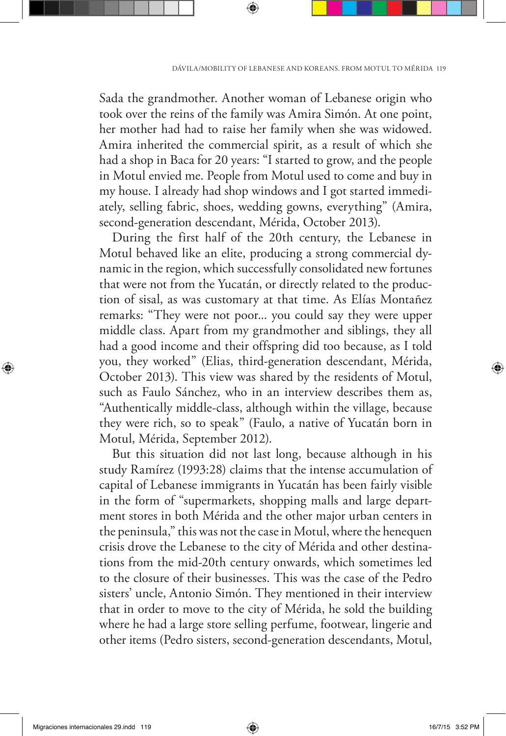Sada the grandmother. Another woman of Lebanese origin who took over the reins of the family was Amira Simón. At one point, her mother had had to raise her family when she was widowed. Amira inherited the commercial spirit, as a result of which she had a shop in Baca for 20 years: "I started to grow, and the people in Motul envied me. People from Motul used to come and buy in my house. I already had shop windows and I got started immediately, selling fabric, shoes, wedding gowns, everything" (Amira, second-generation descendant, Mérida, October 2013).

During the first half of the 20th century, the Lebanese in Motul behaved like an elite, producing a strong commercial dynamic in the region, which successfully consolidated new fortunes that were not from the Yucatán, or directly related to the production of sisal, as was customary at that time. As Elías Montañez remarks: "They were not poor... you could say they were upper middle class. Apart from my grandmother and siblings, they all had a good income and their offspring did too because, as I told you, they worked" (Elias, third-generation descendant, Mérida, October 2013). This view was shared by the residents of Motul, such as Faulo Sánchez, who in an interview describes them as, "Authentically middle-class, although within the village, because they were rich, so to speak" (Faulo, a native of Yucatán born in Motul, Mérida, September 2012).

But this situation did not last long, because although in his study Ramírez (1993:28) claims that the intense accumulation of capital of Lebanese immigrants in Yucatán has been fairly visible in the form of "supermarkets, shopping malls and large department stores in both Mérida and the other major urban centers in the peninsula," this was not the case in Motul, where the henequen crisis drove the Lebanese to the city of Mérida and other destinations from the mid-20th century onwards, which sometimes led to the closure of their businesses. This was the case of the Pedro sisters' uncle, Antonio Simón. They mentioned in their interview that in order to move to the city of Mérida, he sold the building where he had a large store selling perfume, footwear, lingerie and other items (Pedro sisters, second-generation descendants, Motul,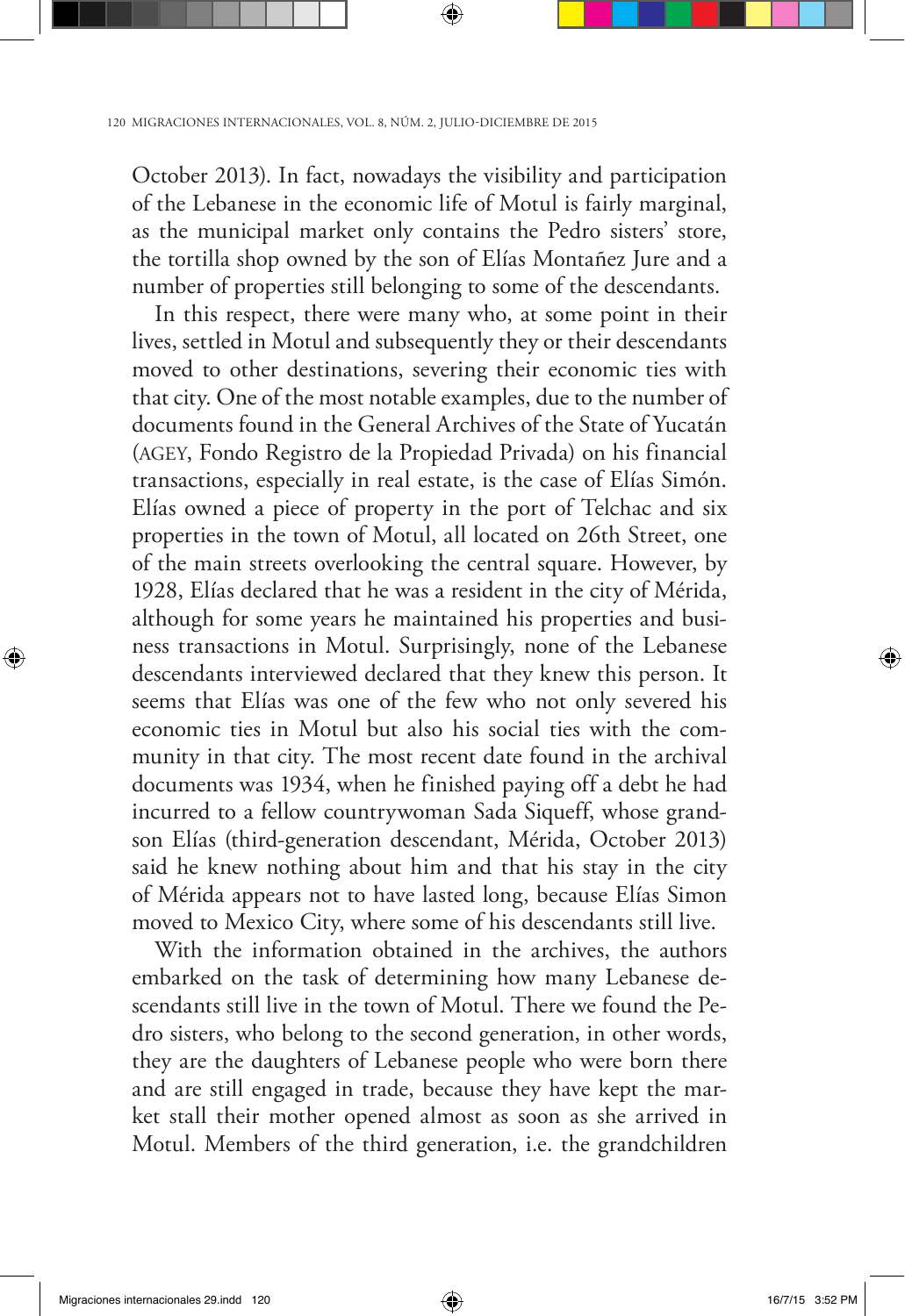October 2013). In fact, nowadays the visibility and participation of the Lebanese in the economic life of Motul is fairly marginal, as the municipal market only contains the Pedro sisters' store, the tortilla shop owned by the son of Elías Montañez Jure and a number of properties still belonging to some of the descendants.

In this respect, there were many who, at some point in their lives, settled in Motul and subsequently they or their descendants moved to other destinations, severing their economic ties with that city. One of the most notable examples, due to the number of documents found in the General Archives of the State of Yucatán (AGEY, Fondo Registro de la Propiedad Privada) on his financial transactions, especially in real estate, is the case of Elías Simón. Elías owned a piece of property in the port of Telchac and six properties in the town of Motul, all located on 26th Street, one of the main streets overlooking the central square. However, by 1928, Elías declared that he was a resident in the city of Mérida, although for some years he maintained his properties and business transactions in Motul. Surprisingly, none of the Lebanese descendants interviewed declared that they knew this person. It seems that Elías was one of the few who not only severed his economic ties in Motul but also his social ties with the community in that city. The most recent date found in the archival documents was 1934, when he finished paying off a debt he had incurred to a fellow countrywoman Sada Siqueff, whose grandson Elías (third-generation descendant, Mérida, October 2013) said he knew nothing about him and that his stay in the city of Mérida appears not to have lasted long, because Elías Simon moved to Mexico City, where some of his descendants still live.

With the information obtained in the archives, the authors embarked on the task of determining how many Lebanese descendants still live in the town of Motul. There we found the Pedro sisters, who belong to the second generation, in other words, they are the daughters of Lebanese people who were born there and are still engaged in trade, because they have kept the market stall their mother opened almost as soon as she arrived in Motul. Members of the third generation, i.e. the grandchildren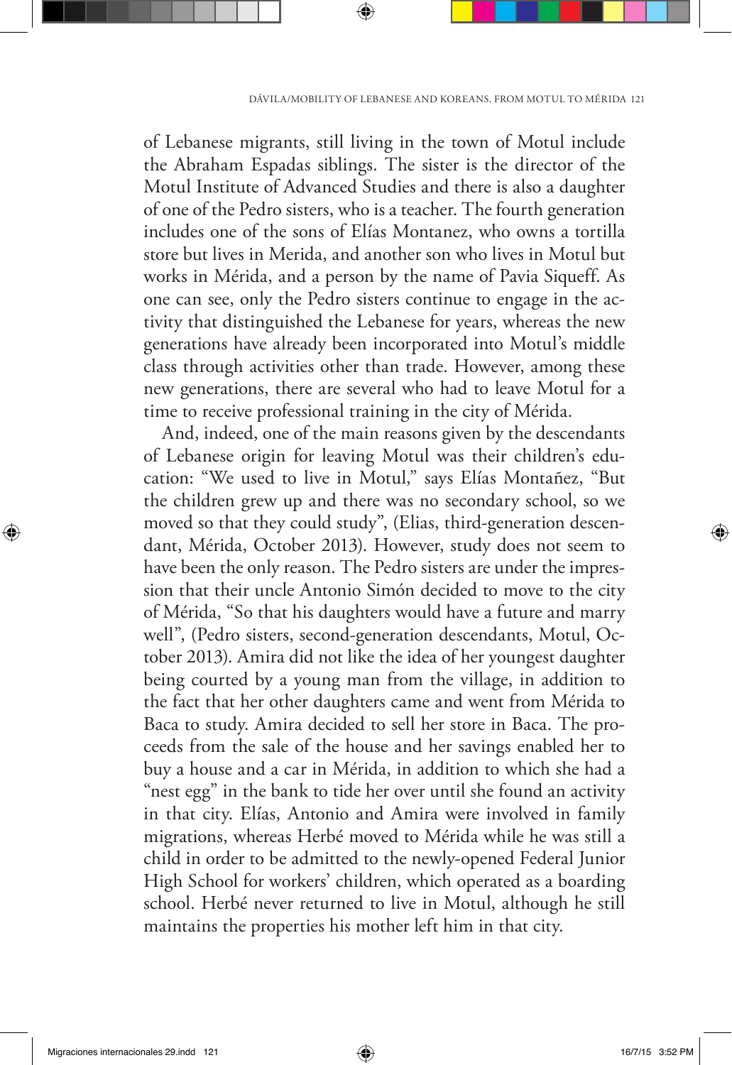of Lebanese migrants, still living in the town of Motul include the Abraham Espadas siblings. The sister is the director of the Motul Institute of Advanced Studies and there is also a daughter of one of the Pedro sisters, who is a teacher. The fourth generation includes one of the sons of Elías Montanez, who owns a tortilla store but lives in Merida, and another son who lives in Motul but works in Mérida, and a person by the name of Pavia Siqueff. As one can see, only the Pedro sisters continue to engage in the activity that distinguished the Lebanese for years, whereas the new generations have already been incorporated into Motul's middle class through activities other than trade. However, among these new generations, there are several who had to leave Motul for a time to receive professional training in the city of Mérida.

And, indeed, one of the main reasons given by the descendants of Lebanese origin for leaving Motul was their children's education: "We used to live in Motul," says Elías Montañez, "But the children grew up and there was no secondary school, so we moved so that they could study", (Elias, third-generation descendant, Mérida, October 2013). However, study does not seem to have been the only reason. The Pedro sisters are under the impression that their uncle Antonio Simón decided to move to the city of Mérida, "So that his daughters would have a future and marry well", (Pedro sisters, second-generation descendants, Motul, October 2013). Amira did not like the idea of her youngest daughter being courted by a young man from the village, in addition to the fact that her other daughters came and went from Mérida to Baca to study. Amira decided to sell her store in Baca. The proceeds from the sale of the house and her savings enabled her to buy a house and a car in Mérida, in addition to which she had a "nest egg" in the bank to tide her over until she found an activity in that city. Elías, Antonio and Amira were involved in family migrations, whereas Herbé moved to Mérida while he was still a child in order to be admitted to the newly-opened Federal Junior High School for workers' children, which operated as a boarding school. Herbé never returned to live in Motul, although he still maintains the properties his mother left him in that city.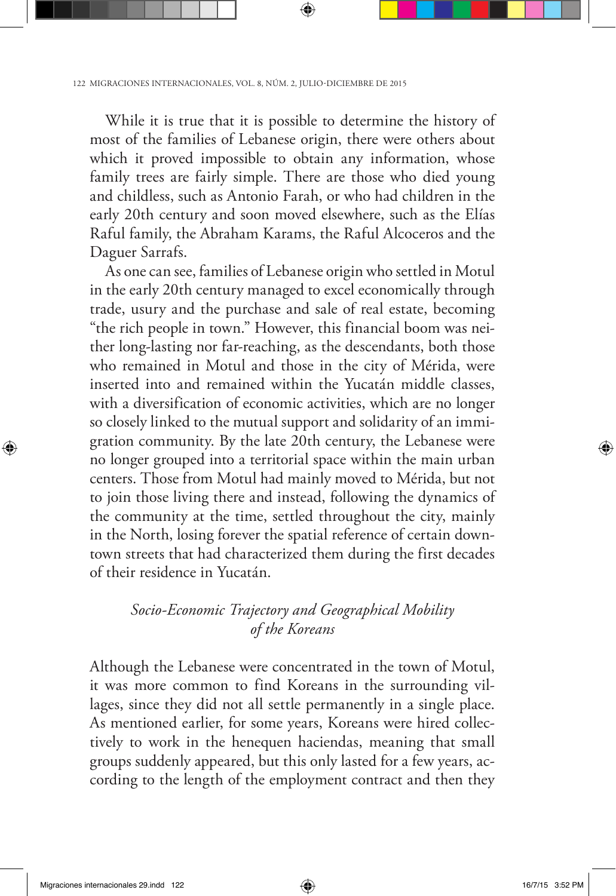While it is true that it is possible to determine the history of most of the families of Lebanese origin, there were others about which it proved impossible to obtain any information, whose family trees are fairly simple. There are those who died young and childless, such as Antonio Farah, or who had children in the early 20th century and soon moved elsewhere, such as the Elías Raful family, the Abraham Karams, the Raful Alcoceros and the Daguer Sarrafs.

As one can see, families of Lebanese origin who settled in Motul in the early 20th century managed to excel economically through trade, usury and the purchase and sale of real estate, becoming "the rich people in town." However, this financial boom was neither long-lasting nor far-reaching, as the descendants, both those who remained in Motul and those in the city of Mérida, were inserted into and remained within the Yucatán middle classes, with a diversification of economic activities, which are no longer so closely linked to the mutual support and solidarity of an immigration community. By the late 20th century, the Lebanese were no longer grouped into a territorial space within the main urban centers. Those from Motul had mainly moved to Mérida, but not to join those living there and instead, following the dynamics of the community at the time, settled throughout the city, mainly in the North, losing forever the spatial reference of certain downtown streets that had characterized them during the first decades of their residence in Yucatán.

## *Socio-Economic Trajectory and Geographical Mobility of the Koreans*

Although the Lebanese were concentrated in the town of Motul, it was more common to find Koreans in the surrounding villages, since they did not all settle permanently in a single place. As mentioned earlier, for some years, Koreans were hired collectively to work in the henequen haciendas, meaning that small groups suddenly appeared, but this only lasted for a few years, according to the length of the employment contract and then they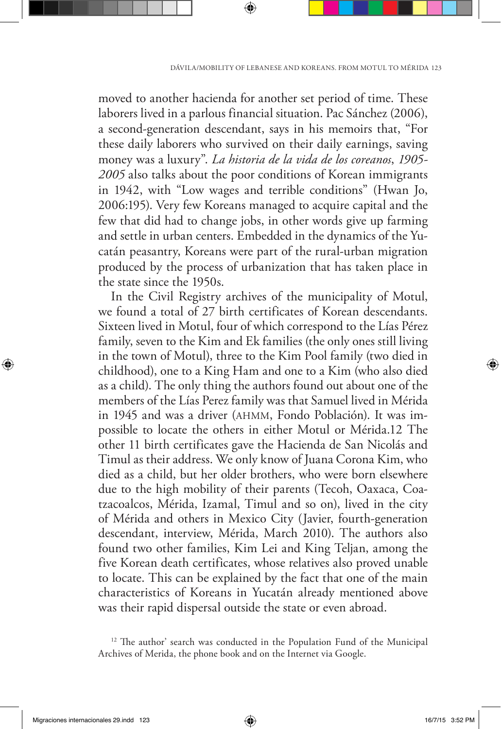moved to another hacienda for another set period of time. These laborers lived in a parlous financial situation. Pac Sánchez (2006), a second-generation descendant, says in his memoirs that, "For these daily laborers who survived on their daily earnings, saving money was a luxury". *La historia de la vida de los coreanos, 1905-2005* also talks about the poor conditions of Korean immigrants in 1942, with "Low wages and terrible conditions" (Hwan Jo, 2006:195). Very few Koreans managed to acquire capital and the few that did had to change jobs, in other words give up farming and settle in urban centers. Embedded in the dynamics of the Yucatán peasantry, Koreans were part of the rural-urban migration produced by the process of urbanization that has taken place in the state since the 1950s.

In the Civil Registry archives of the municipality of Motul, we found a total of 27 birth certificates of Korean descendants. Sixteen lived in Motul, four of which correspond to the Lías Pérez family, seven to the Kim and Ek families (the only ones still living in the town of Motul), three to the Kim Pool family (two died in childhood), one to a King Ham and one to a Kim (who also died as a child). The only thing the authors found out about one of the members of the Lías Perez family was that Samuel lived in Mérida in 1945 and was a driver (AHMM, Fondo Población). It was impossible to locate the others in either Motul or Mérida.12 The other 11 birth certificates gave the Hacienda de San Nicolás and Timul as their address. We only know of Juana Corona Kim, who died as a child, but her older brothers, who were born elsewhere due to the high mobility of their parents (Tecoh, Oaxaca, Coatzacoalcos, Mérida, Izamal, Timul and so on), lived in the city of Mérida and others in Mexico City (Javier, fourth-generation descendant, interview, Mérida, March 2010). The authors also found two other families, Kim Lei and King Teljan, among the five Korean death certificates, whose relatives also proved unable to locate. This can be explained by the fact that one of the main characteristics of Koreans in Yucatán already mentioned above was their rapid dispersal outside the state or even abroad.

[12] The author' search was conducted in the Population Fund of the Municipal Archives of Merida, the phone book and on the Internet via Google.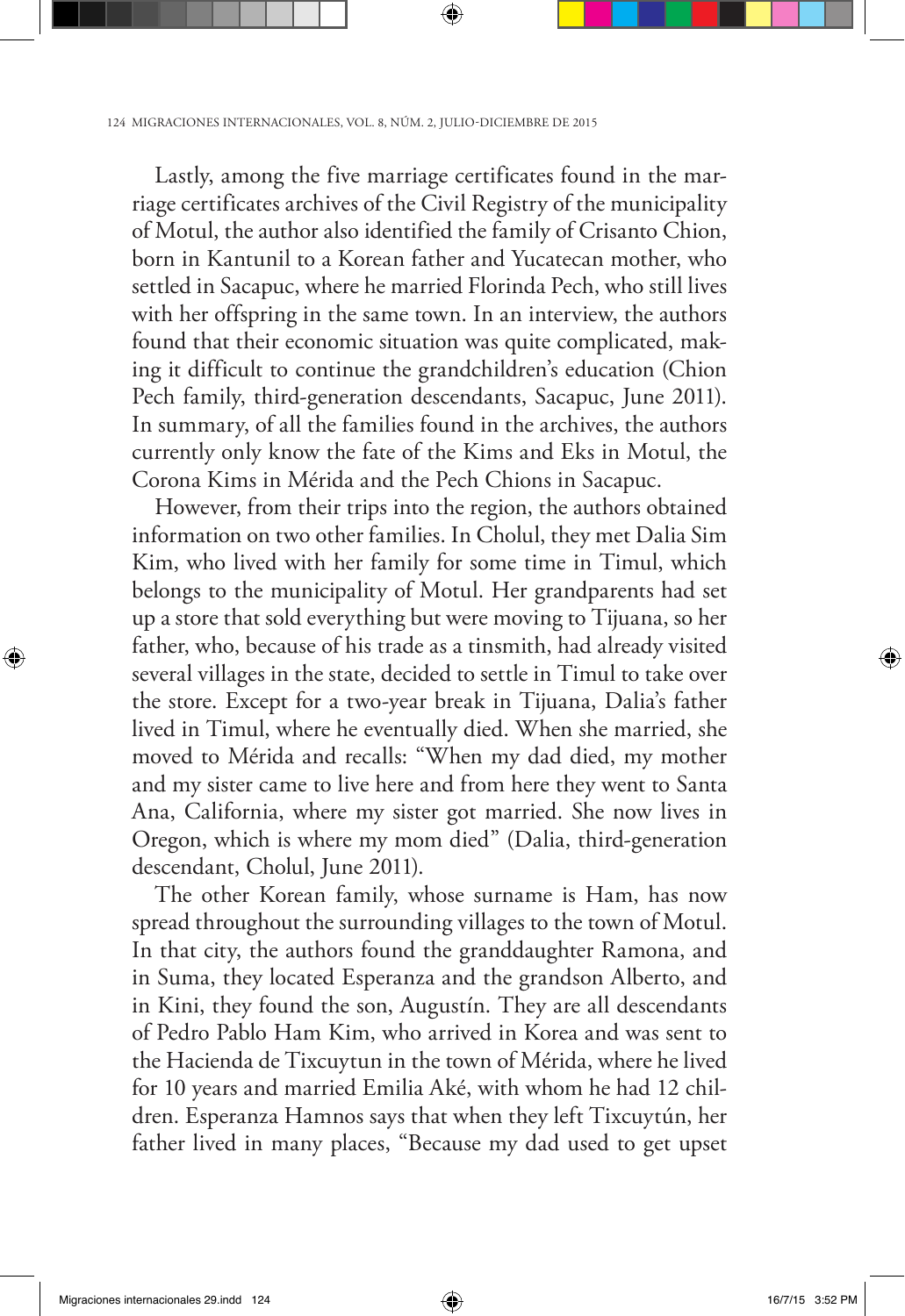Lastly, among the five marriage certificates found in the marriage certificates archives of the Civil Registry of the municipality of Motul, the author also identified the family of Crisanto Chion, born in Kantunil to a Korean father and Yucatecan mother, who settled in Sacapuc, where he married Florinda Pech, who still lives with her offspring in the same town. In an interview, the authors found that their economic situation was quite complicated, making it difficult to continue the grandchildren's education (Chion Pech family, third-generation descendants, Sacapuc, June 2011). In summary, of all the families found in the archives, the authors currently only know the fate of the Kims and Eks in Motul, the Corona Kims in Mérida and the Pech Chions in Sacapuc.

However, from their trips into the region, the authors obtained information on two other families. In Cholul, they met Dalia Sim Kim, who lived with her family for some time in Timul, which belongs to the municipality of Motul. Her grandparents had set up a store that sold everything but were moving to Tijuana, so her father, who, because of his trade as a tinsmith, had already visited several villages in the state, decided to settle in Timul to take over the store. Except for a two-year break in Tijuana, Dalia's father lived in Timul, where he eventually died. When she married, she moved to Mérida and recalls: "When my dad died, my mother and my sister came to live here and from here they went to Santa Ana, California, where my sister got married. She now lives in Oregon, which is where my mom died" (Dalia, third-generation descendant, Cholul, June 2011).

The other Korean family, whose surname is Ham, has now spread throughout the surrounding villages to the town of Motul. In that city, the authors found the granddaughter Ramona, and in Suma, they located Esperanza and the grandson Alberto, and in Kini, they found the son, Augustín. They are all descendants of Pedro Pablo Ham Kim, who arrived in Korea and was sent to the Hacienda de Tixcuytun in the town of Mérida, where he lived for 10 years and married Emilia Aké, with whom he had 12 children. Esperanza Hamnos says that when they left Tixcuytún, her father lived in many places, "Because my dad used to get upset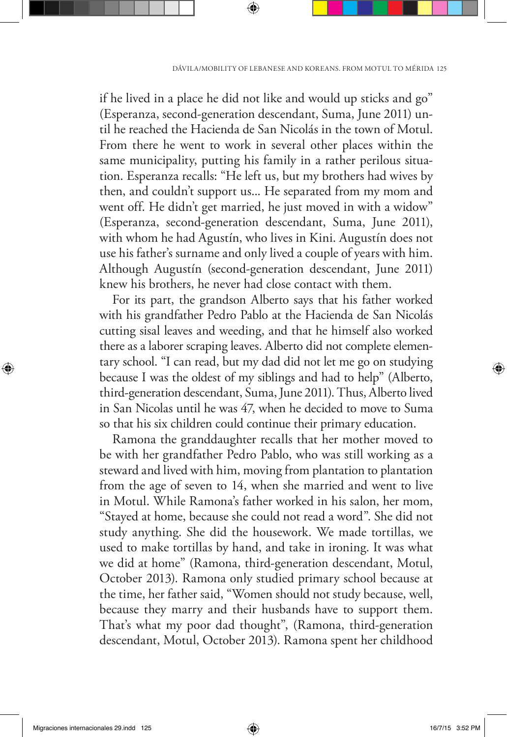if he lived in a place he did not like and would up sticks and go" (Esperanza, second-generation descendant, Suma, June 2011) until he reached the Hacienda de San Nicolás in the town of Motul. From there he went to work in several other places within the same municipality, putting his family in a rather perilous situation. Esperanza recalls: "He left us, but my brothers had wives by then, and couldn't support us... He separated from my mom and went off. He didn't get married, he just moved in with a widow" (Esperanza, second-generation descendant, Suma, June 2011), with whom he had Agustín, who lives in Kini. Agustín does not use his father's surname and only lived a couple of years with him. Although Agustín (second-generation descendant, June 2011) knew his brothers, he never had close contact with them.

For its part, the grandson Alberto says that his father worked with his grandfather Pedro Pablo at the Hacienda de San Nicolás cutting sisal leaves and weeding, and that he himself also worked there as a laborer scraping leaves. Alberto did not complete elementary school. "I can read, but my dad did not let me go on studying because I was the oldest of my siblings and had to help" (Alberto, third-generation descendant, Suma, June 2011). Thus, Alberto lived in San Nicolas until he was 47, when he decided to move to Suma so that his six children could continue their primary education.

Ramona the granddaughter recalls that her mother moved to be with her grandfather Pedro Pablo, who was still working as a steward and lived with him, moving from plantation to plantation from the age of seven to 14, when she married and went to live in Motul. While Ramona's father worked in his salon, her mom, "Stayed at home, because she could not read a word". She did not study anything. She did the housework. We made tortillas, we used to make tortillas by hand, and take in ironing. It was what we did at home" (Ramona, third-generation descendant, Motul, October 2013). Ramona only studied primary school because at the time, her father said, "Women should not study because, well, because they marry and their husbands have to support them. That's what my poor dad thought", (Ramona, third-generation descendant, Motul, October 2013). Ramona spent her childhood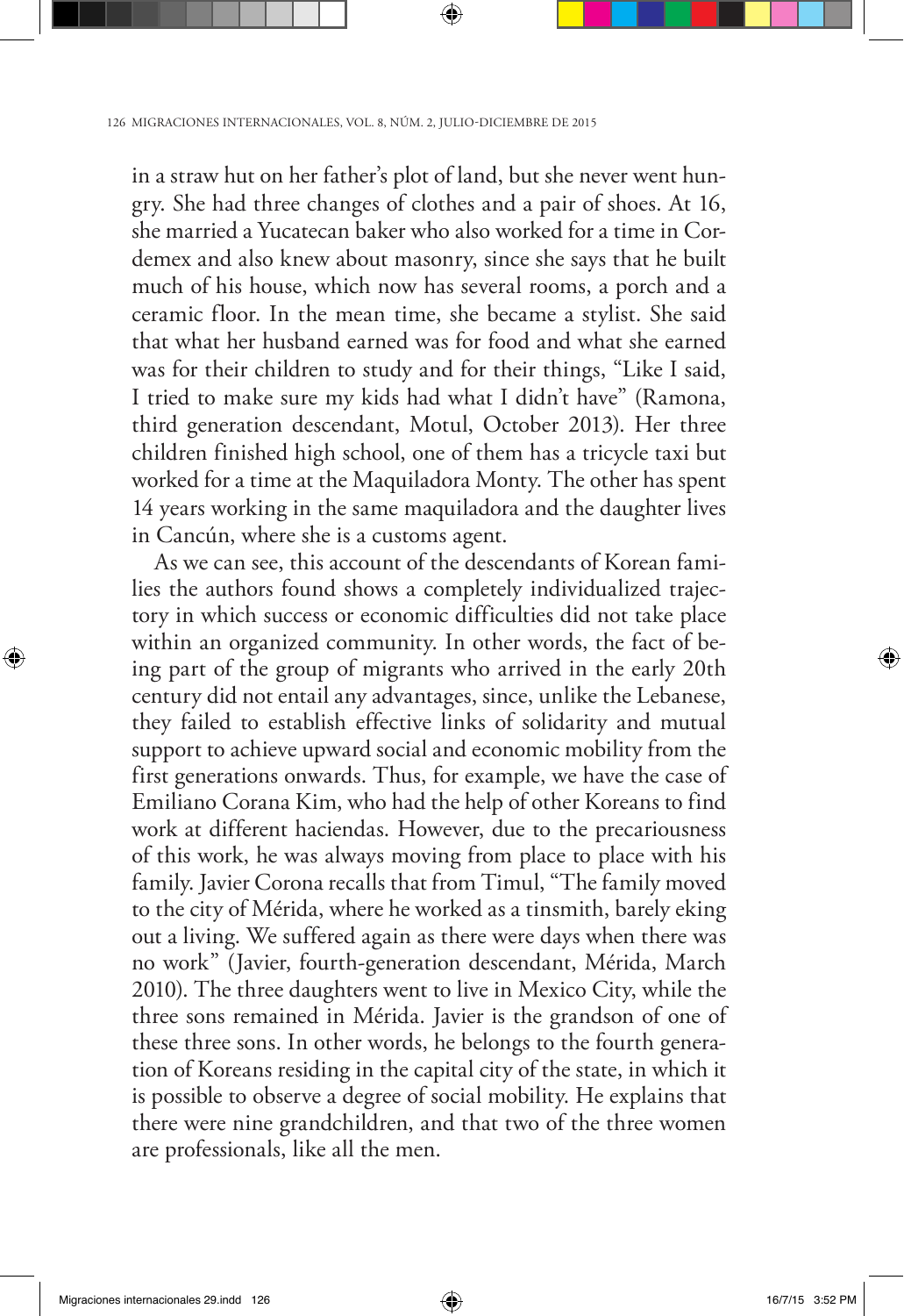in a straw hut on her father's plot of land, but she never went hungry. She had three changes of clothes and a pair of shoes. At 16, she married a Yucatecan baker who also worked for a time in Cordemex and also knew about masonry, since she says that he built much of his house, which now has several rooms, a porch and a ceramic floor. In the mean time, she became a stylist. She said that what her husband earned was for food and what she earned was for their children to study and for their things, "Like I said, I tried to make sure my kids had what I didn't have" (Ramona, third generation descendant, Motul, October 2013). Her three children finished high school, one of them has a tricycle taxi but worked for a time at the Maquiladora Monty. The other has spent 14 years working in the same maquiladora and the daughter lives in Cancún, where she is a customs agent.

As we can see, this account of the descendants of Korean families the authors found shows a completely individualized trajectory in which success or economic difficulties did not take place within an organized community. In other words, the fact of being part of the group of migrants who arrived in the early 20th century did not entail any advantages, since, unlike the Lebanese, they failed to establish effective links of solidarity and mutual support to achieve upward social and economic mobility from the first generations onwards. Thus, for example, we have the case of Emiliano Corana Kim, who had the help of other Koreans to find work at different haciendas. However, due to the precariousness of this work, he was always moving from place to place with his family. Javier Corona recalls that from Timul, "The family moved to the city of Mérida, where he worked as a tinsmith, barely eking out a living. We suffered again as there were days when there was no work" (Javier, fourth-generation descendant, Mérida, March 2010). The three daughters went to live in Mexico City, while the three sons remained in Mérida. Javier is the grandson of one of these three sons. In other words, he belongs to the fourth generation of Koreans residing in the capital city of the state, in which it is possible to observe a degree of social mobility. He explains that there were nine grandchildren, and that two of the three women are professionals, like all the men.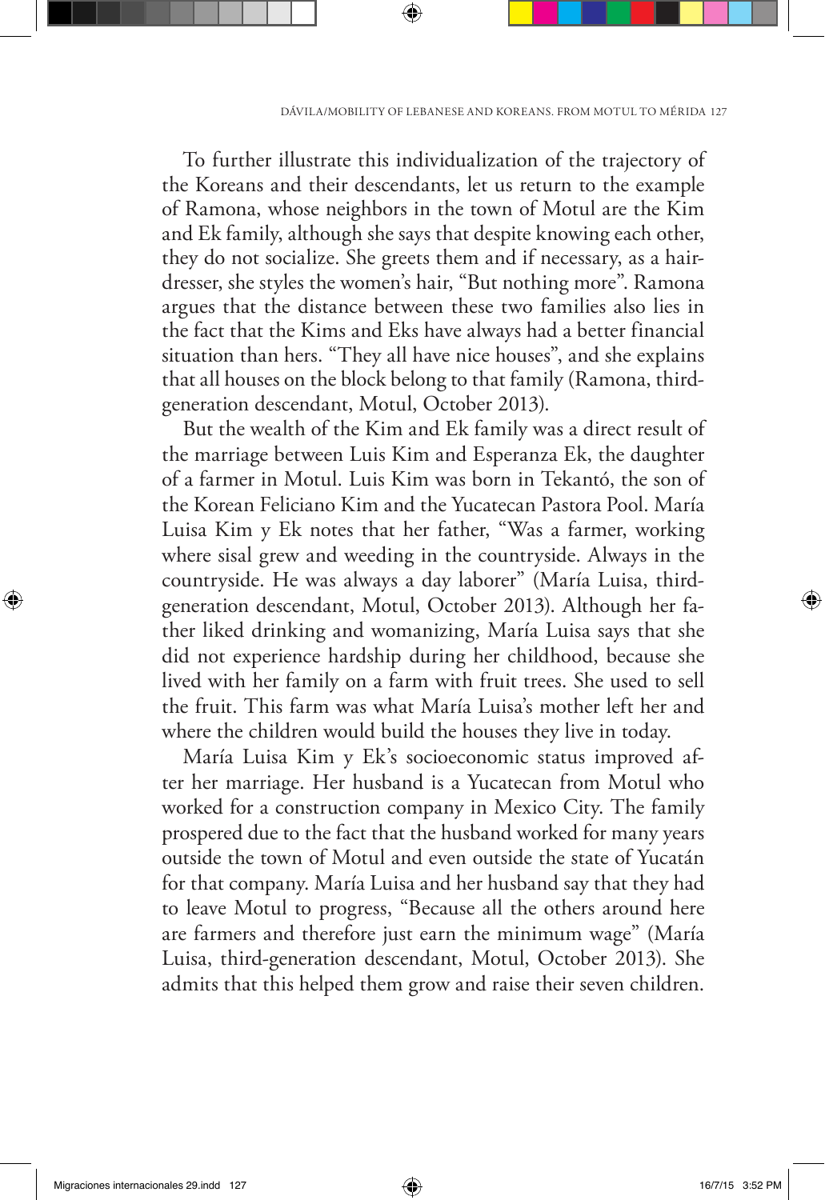To further illustrate this individualization of the trajectory of the Koreans and their descendants, let us return to the example of Ramona, whose neighbors in the town of Motul are the Kim and Ek family, although she says that despite knowing each other, they do not socialize. She greets them and if necessary, as a hairdresser, she styles the women's hair, "But nothing more". Ramona argues that the distance between these two families also lies in the fact that the Kims and Eks have always had a better financial situation than hers. "They all have nice houses", and she explains that all houses on the block belong to that family (Ramona, third-generation descendant, Motul, October 2013).

But the wealth of the Kim and Ek family was a direct result of the marriage between Luis Kim and Esperanza Ek, the daughter of a farmer in Motul. Luis Kim was born in Tekantó, the son of the Korean Feliciano Kim and the Yucatecan Pastora Pool. María Luisa Kim y Ek notes that her father, "Was a farmer, working where sisal grew and weeding in the countryside. Always in the countryside. He was always a day laborer" (María Luisa, third-generation descendant, Motul, October 2013). Although her father liked drinking and womanizing, María Luisa says that she did not experience hardship during her childhood, because she lived with her family on a farm with fruit trees. She used to sell the fruit. This farm was what María Luisa's mother left her and where the children would build the houses they live in today.

María Luisa Kim y Ek's socioeconomic status improved after her marriage. Her husband is a Yucatecan from Motul who worked for a construction company in Mexico City. The family prospered due to the fact that the husband worked for many years outside the town of Motul and even outside the state of Yucatán for that company. María Luisa and her husband say that they had to leave Motul to progress, "Because all the others around here are farmers and therefore just earn the minimum wage" (María Luisa, third-generation descendant, Motul, October 2013). She admits that this helped them grow and raise their seven children.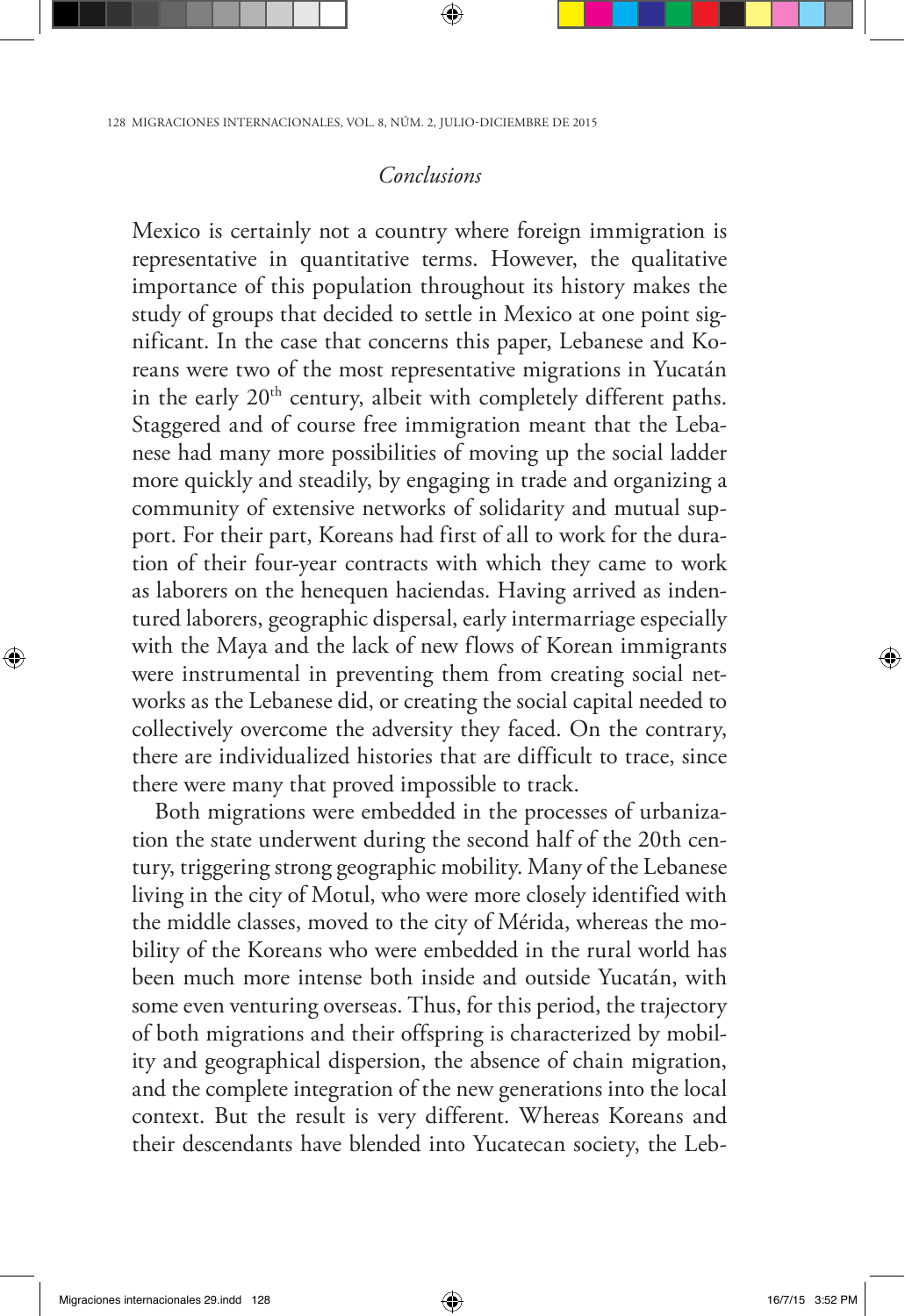## *Conclusions*

Mexico is certainly not a country where foreign immigration is representative in quantitative terms. However, the qualitative importance of this population throughout its history makes the study of groups that decided to settle in Mexico at one point significant. In the case that concerns this paper, Lebanese and Koreans were two of the most representative migrations in Yucatán in the early 20th century, albeit with completely different paths. Staggered and of course free immigration meant that the Lebanese had many more possibilities of moving up the social ladder more quickly and steadily, by engaging in trade and organizing a community of extensive networks of solidarity and mutual support. For their part, Koreans had first of all to work for the duration of their four-year contracts with which they came to work as laborers on the henequen haciendas. Having arrived as indentured laborers, geographic dispersal, early intermarriage especially with the Maya and the lack of new flows of Korean immigrants were instrumental in preventing them from creating social networks as the Lebanese did, or creating the social capital needed to collectively overcome the adversity they faced. On the contrary, there are individualized histories that are difficult to trace, since there were many that proved impossible to track.

Both migrations were embedded in the processes of urbanization the state underwent during the second half of the 20th century, triggering strong geographic mobility. Many of the Lebanese living in the city of Motul, who were more closely identified with the middle classes, moved to the city of Mérida, whereas the mobility of the Koreans who were embedded in the rural world has been much more intense both inside and outside Yucatán, with some even venturing overseas. Thus, for this period, the trajectory of both migrations and their offspring is characterized by mobility and geographical dispersion, the absence of chain migration, and the complete integration of the new generations into the local context. But the result is very different. Whereas Koreans and their descendants have blended into Yucatecan society, the Leb-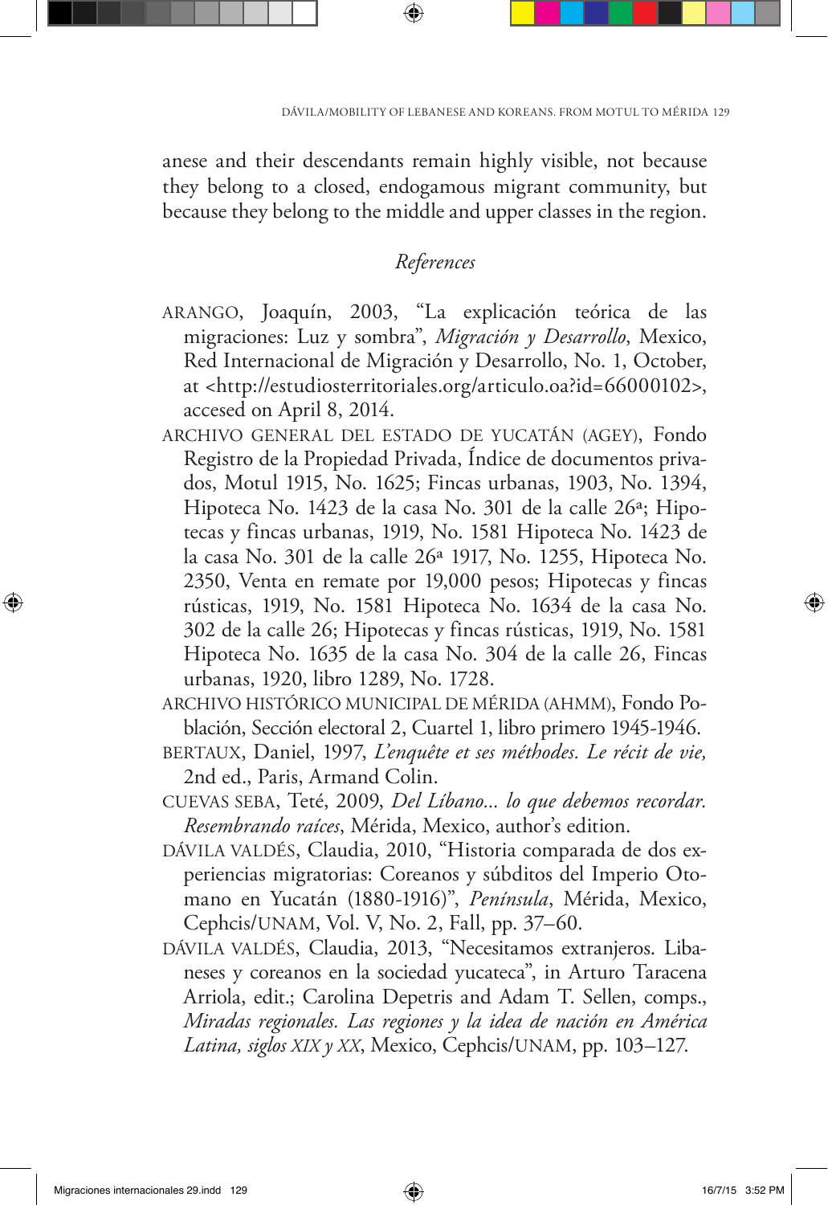anese and their descendants remain highly visible, not because they belong to a closed, endogamous migrant community, but because they belong to the middle and upper classes in the region.

## *References*

ARANGO, Joaquín, 2003, "La explicación teórica de las migraciones: Luz y sombra", *Migración y Desarrollo*, Mexico, Red Internacional de Migración y Desarrollo, No. 1, October, at <http://estudiosterritoriales.org/articulo.oa?id=66000102>, accesed on April 8, 2014.

ARCHIVO GENERAL DEL ESTADO DE YUCATÁN (AGEY), Fondo Registro de la Propiedad Privada, Índice de documentos privados, Motul 1915, No. 1625; Fincas urbanas, 1903, No. 1394, Hipoteca No. 1423 de la casa No. 301 de la calle 26ª; Hipotecas y fincas urbanas, 1919, No. 1581 Hipoteca No. 1423 de la casa No. 301 de la calle 26ª 1917, No. 1255, Hipoteca No. 2350, Venta en remate por 19,000 pesos; Hipotecas y fincas rústicas, 1919, No. 1581 Hipoteca No. 1634 de la casa No. 302 de la calle 26; Hipotecas y fincas rústicas, 1919, No. 1581 Hipoteca No. 1635 de la casa No. 304 de la calle 26, Fincas urbanas, 1920, libro 1289, No. 1728.

ARCHIVO HISTÓRICO MUNICIPAL DE MÉRIDA (AHMM), Fondo Población, Sección electoral 2, Cuartel 1, libro primero 1945-1946.

BERTAUX, Daniel, 1997, *L'enquête et ses méthodes. Le récit de vie,* 2nd ed., Paris, Armand Colin.

CUEVAS SEBA, Teté, 2009, *Del Líbano... lo que debemos recordar. Resembrando raíces*, Mérida, Mexico, author's edition.

DÁVILA VALDÉS, Claudia, 2010, "Historia comparada de dos experiencias migratorias: Coreanos y súbditos del Imperio Otomano en Yucatán (1880-1916)", *Península*, Mérida, Mexico, Cephcis/UNAM, Vol. V, No. 2, Fall, pp. 37–60.

DÁVILA VALDÉS, Claudia, 2013, "Necesitamos extranjeros. Libaneses y coreanos en la sociedad yucateca", in Arturo Taracena Arriola, edit.; Carolina Depetris and Adam T. Sellen, comps., *Miradas regionales. Las regiones y la idea de nación en América Latina, siglos XIX y XX*, Mexico, Cephcis/UNAM, pp. 103–127.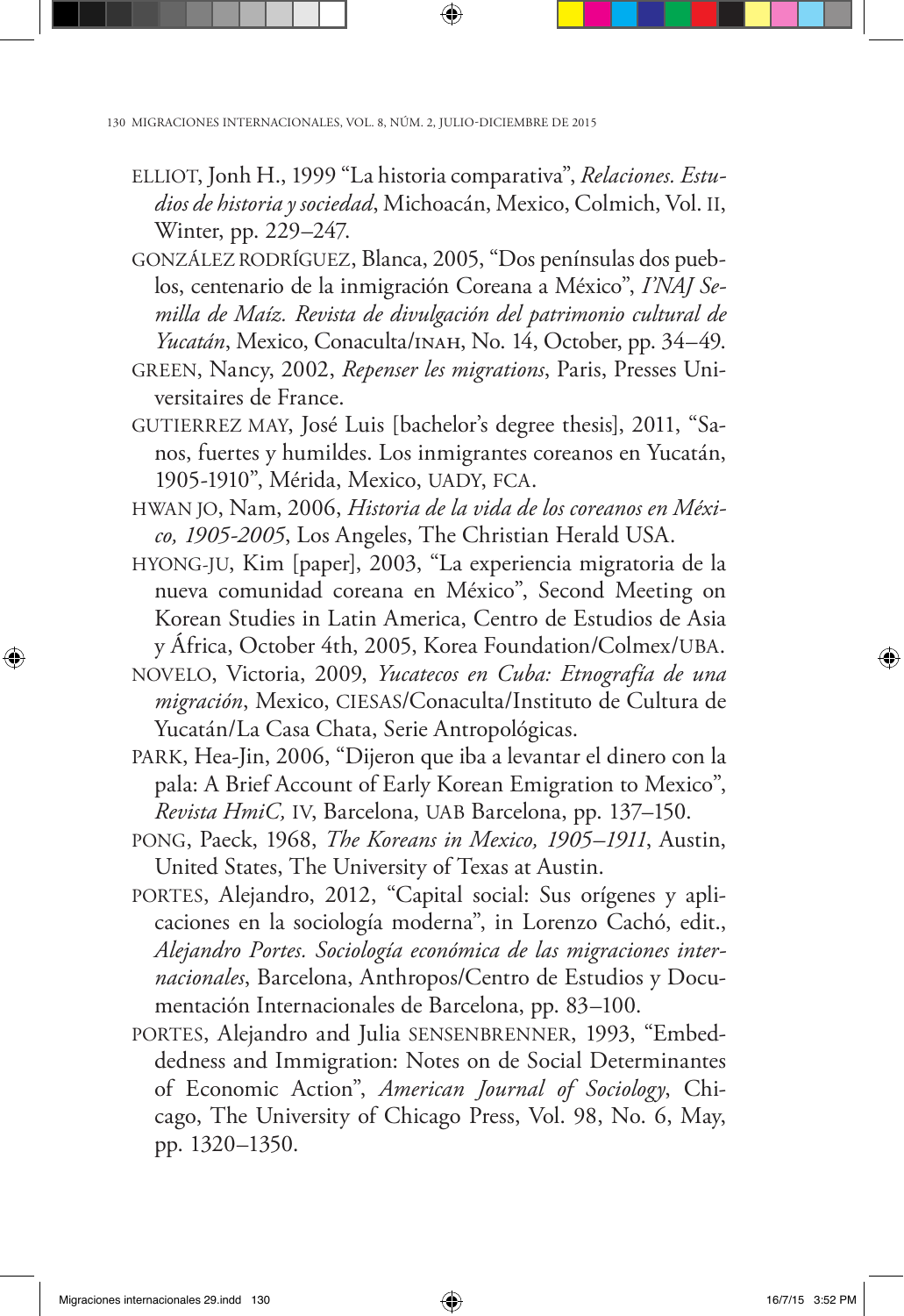ELLIOT, Jonh H., 1999 "La historia comparativa", *Relaciones. Estudios de historia y sociedad*, Michoacán, Mexico, Colmich, Vol. II, Winter, pp. 229–247.

GONZÁLEZ RODRÍGUEZ, Blanca, 2005, "Dos penínsulas dos pueblos, centenario de la inmigración Coreana a México", *I'NAJ Semilla de Maíz. Revista de divulgación del patrimonio cultural de Yucatán*, Mexico, Conaculta/INAH, No. 14, October, pp. 34–49.

GREEN, Nancy, 2002, *Repenser les migrations*, Paris, Presses Universitaires de France.

GUTIERREZ MAY, José Luis [bachelor's degree thesis], 2011, "Sanos, fuertes y humildes. Los inmigrantes coreanos en Yucatán, 1905-1910", Mérida, Mexico, UADY, FCA.

HWAN JO, Nam, 2006, *Historia de la vida de los coreanos en México, 1905-2005*, Los Angeles, The Christian Herald USA.

HYONG-JU, Kim [paper], 2003, "La experiencia migratoria de la nueva comunidad coreana en México", Second Meeting on Korean Studies in Latin America, Centro de Estudios de Asia y África, October 4th, 2005, Korea Foundation/Colmex/UBA.

NOVELO, Victoria, 2009, *Yucatecos en Cuba: Etnografía de una migración*, Mexico, CIESAS/Conaculta/Instituto de Cultura de Yucatán/La Casa Chata, Serie Antropológicas.

PARK, Hea-Jin, 2006, "Dijeron que iba a levantar el dinero con la pala: A Brief Account of Early Korean Emigration to Mexico", *Revista HmiC,* IV, Barcelona, UAB Barcelona, pp. 137–150.

PONG, Paeck, 1968, *The Koreans in Mexico, 1905–1911*, Austin, United States, The University of Texas at Austin.

PORTES, Alejandro, 2012, "Capital social: Sus orígenes y aplicaciones en la sociología moderna", in Lorenzo Cachó, edit., *Alejandro Portes. Sociología económica de las migraciones internacionales*, Barcelona, Anthropos/Centro de Estudios y Documentación Internacionales de Barcelona, pp. 83–100.

PORTES, Alejandro and Julia SENSENBRENNER, 1993, "Embeddedness and Immigration: Notes on de Social Determinantes of Economic Action", *American Journal of Sociology*, Chicago, The University of Chicago Press, Vol. 98, No. 6, May, pp. 1320–1350.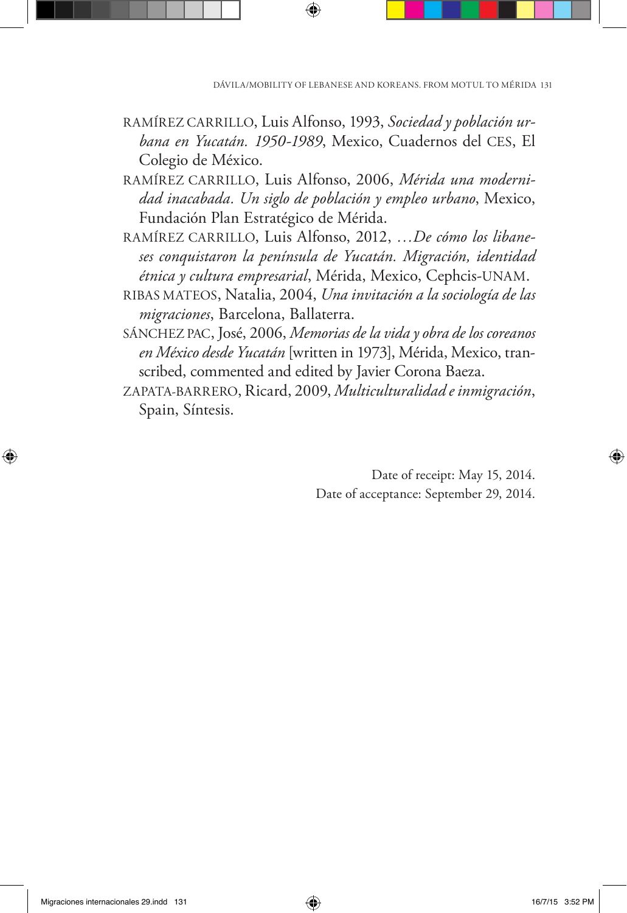RAMÍREZ CARRILLO, Luis Alfonso, 1993, *Sociedad y población urbana en Yucatán. 1950-1989*, Mexico, Cuadernos del CES, El Colegio de México.

RAMÍREZ CARRILLO, Luis Alfonso, 2006, *Mérida una modernidad inacabada. Un siglo de población y empleo urbano*, Mexico, Fundación Plan Estratégico de Mérida.

RAMÍREZ CARRILLO, Luis Alfonso, 2012, *…De cómo los libaneses conquistaron la península de Yucatán. Migración, identidad étnica y cultura empresarial*, Mérida, Mexico, Cephcis-UNAM.

RIBAS MATEOS, Natalia, 2004, *Una invitación a la sociología de las migraciones*, Barcelona, Ballaterra.

SÁNCHEZ PAC, José, 2006, *Memorias de la vida y obra de los coreanos en México desde Yucatán* [written in 1973], Mérida, Mexico, transcribed, commented and edited by Javier Corona Baeza.

ZAPATA-BARRERO, Ricard, 2009, *Multiculturalidad e inmigración*, Spain, Síntesis.

Date of receipt: May 15, 2014.
Date of acceptance: September 29, 2014.